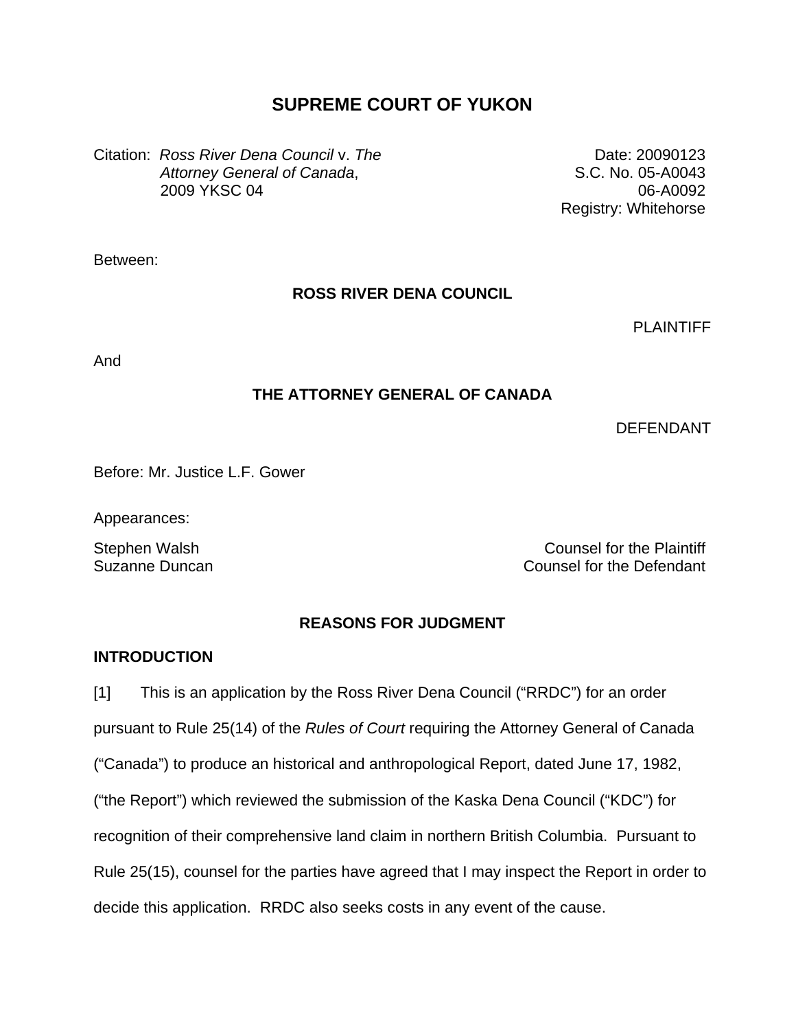# SUPREME COURT OF YUKON

Citation: *Ross River Dena Council* v. *The Attorney General of Canada*, 2009 YKSC 04

Date: 20090123
S.C. No. 05-A0043
06-A0092
Registry: Whitehorse

Between:

**ROSS RIVER DENA COUNCIL**

PLAINTIFF

And

**THE ATTORNEY GENERAL OF CANADA**

DEFENDANT

Before: Mr. Justice L.F. Gower

Appearances:

Stephen Walsh — Counsel for the Plaintiff
Suzanne Duncan — Counsel for the Defendant

## REASONS FOR JUDGMENT

### INTRODUCTION

[1] This is an application by the Ross River Dena Council ("RRDC") for an order pursuant to Rule 25(14) of the *Rules of Court* requiring the Attorney General of Canada ("Canada") to produce an historical and anthropological Report, dated June 17, 1982, ("the Report") which reviewed the submission of the Kaska Dena Council ("KDC") for recognition of their comprehensive land claim in northern British Columbia. Pursuant to Rule 25(15), counsel for the parties have agreed that I may inspect the Report in order to decide this application. RRDC also seeks costs in any event of the cause.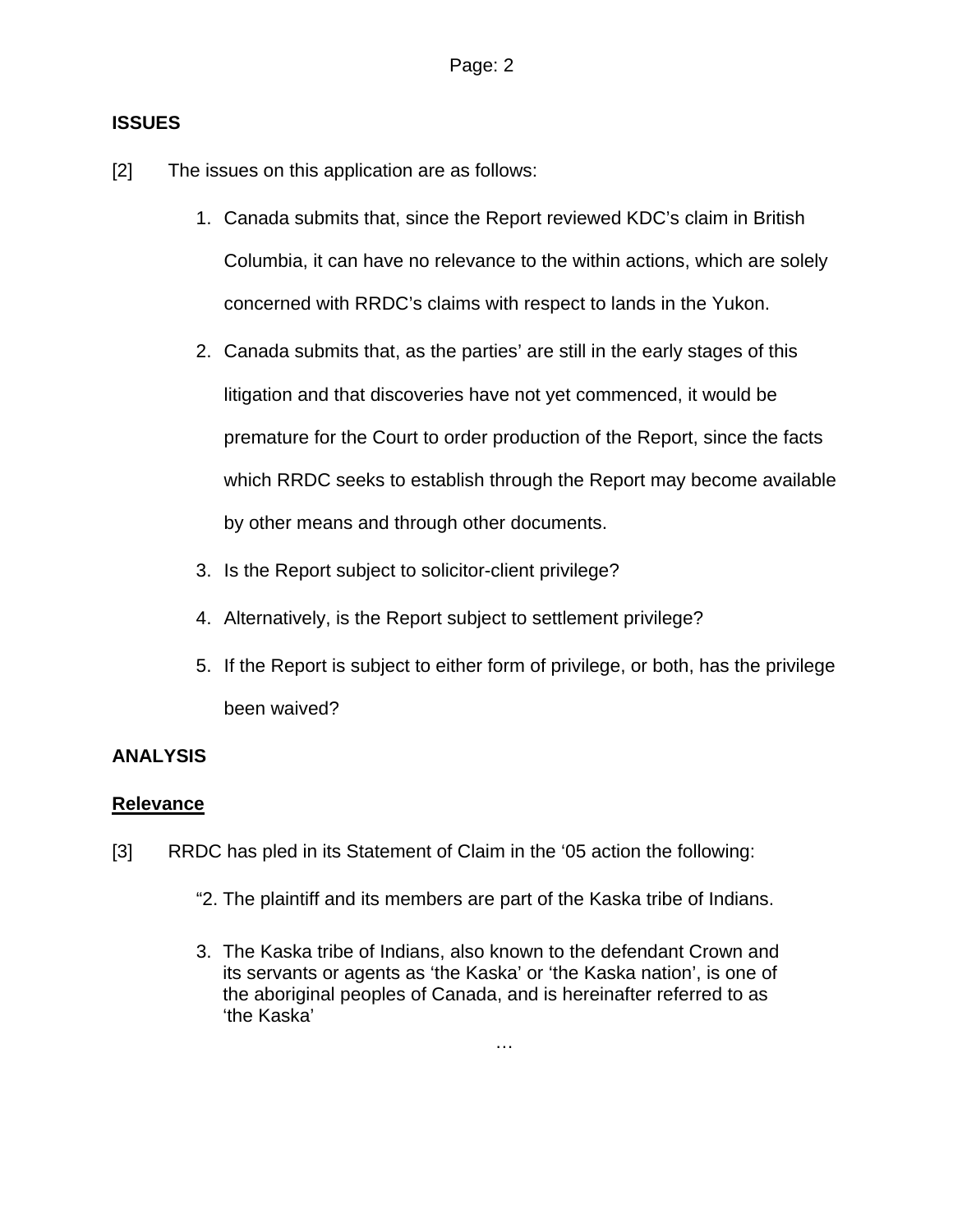**ISSUES**

[2] The issues on this application are as follows:

1. Canada submits that, since the Report reviewed KDC's claim in British Columbia, it can have no relevance to the within actions, which are solely concerned with RRDC's claims with respect to lands in the Yukon.
2. Canada submits that, as the parties' are still in the early stages of this litigation and that discoveries have not yet commenced, it would be premature for the Court to order production of the Report, since the facts which RRDC seeks to establish through the Report may become available by other means and through other documents.
3. Is the Report subject to solicitor-client privilege?
4. Alternatively, is the Report subject to settlement privilege?
5. If the Report is subject to either form of privilege, or both, has the privilege been waived?

**ANALYSIS**

**Relevance**

[3] RRDC has pled in its Statement of Claim in the '05 action the following:

> "2. The plaintiff and its members are part of the Kaska tribe of Indians.
>
> 3. The Kaska tribe of Indians, also known to the defendant Crown and its servants or agents as 'the Kaska' or 'the Kaska nation', is one of the aboriginal peoples of Canada, and is hereinafter referred to as 'the Kaska'
>
> …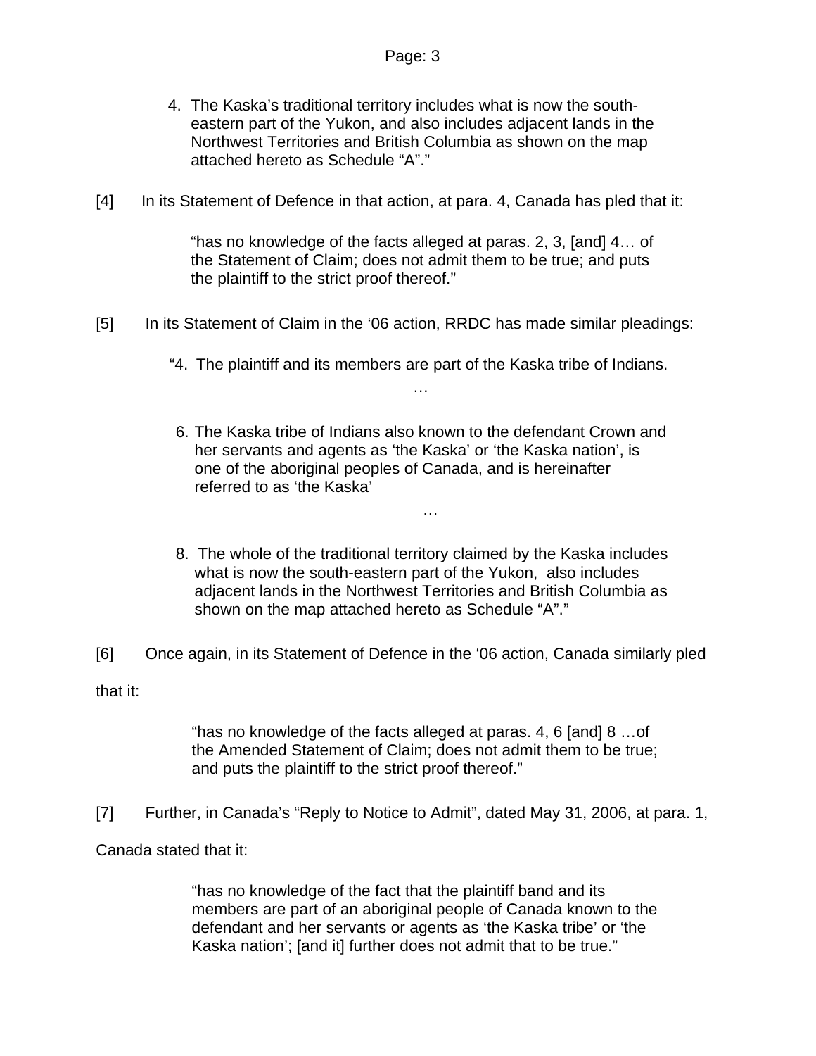> 4. The Kaska's traditional territory includes what is now the south-eastern part of the Yukon, and also includes adjacent lands in the Northwest Territories and British Columbia as shown on the map attached hereto as Schedule "A"."

[4] In its Statement of Defence in that action, at para. 4, Canada has pled that it:

> "has no knowledge of the facts alleged at paras. 2, 3, [and] 4… of the Statement of Claim; does not admit them to be true; and puts the plaintiff to the strict proof thereof."

[5] In its Statement of Claim in the '06 action, RRDC has made similar pleadings:

> "4. The plaintiff and its members are part of the Kaska tribe of Indians.
>
> …
>
> 6. The Kaska tribe of Indians also known to the defendant Crown and her servants and agents as 'the Kaska' or 'the Kaska nation', is one of the aboriginal peoples of Canada, and is hereinafter referred to as 'the Kaska'
>
> …
>
> 8. The whole of the traditional territory claimed by the Kaska includes what is now the south-eastern part of the Yukon, also includes adjacent lands in the Northwest Territories and British Columbia as shown on the map attached hereto as Schedule "A"."

[6] Once again, in its Statement of Defence in the '06 action, Canada similarly pled that it:

> "has no knowledge of the facts alleged at paras. 4, 6 [and] 8 …of the <u>Amended</u> Statement of Claim; does not admit them to be true; and puts the plaintiff to the strict proof thereof."

[7] Further, in Canada's "Reply to Notice to Admit", dated May 31, 2006, at para. 1, Canada stated that it:

> "has no knowledge of the fact that the plaintiff band and its members are part of an aboriginal people of Canada known to the defendant and her servants or agents as 'the Kaska tribe' or 'the Kaska nation'; [and it] further does not admit that to be true."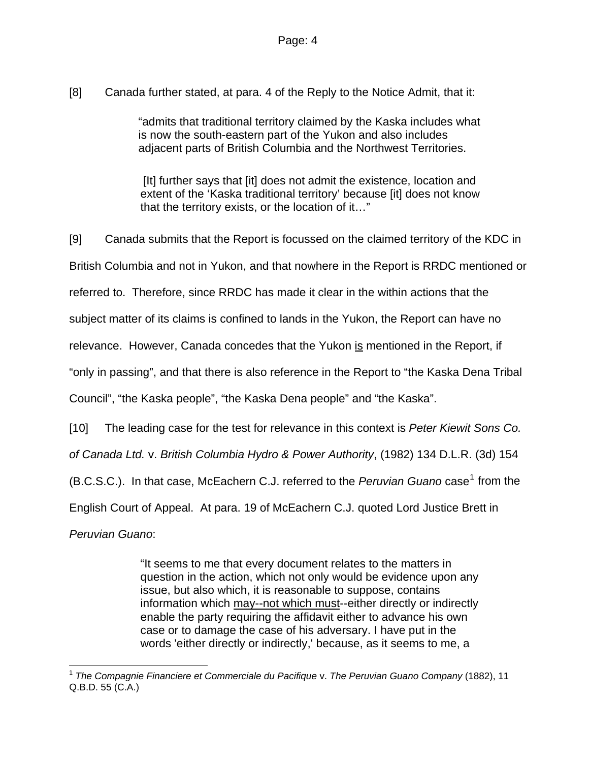[8] Canada further stated, at para. 4 of the Reply to the Notice Admit, that it:

> "admits that traditional territory claimed by the Kaska includes what is now the south-eastern part of the Yukon and also includes adjacent parts of British Columbia and the Northwest Territories.
>
> [It] further says that [it] does not admit the existence, location and extent of the 'Kaska traditional territory' because [it] does not know that the territory exists, or the location of it…"

[9] Canada submits that the Report is focussed on the claimed territory of the KDC in British Columbia and not in Yukon, and that nowhere in the Report is RRDC mentioned or referred to. Therefore, since RRDC has made it clear in the within actions that the subject matter of its claims is confined to lands in the Yukon, the Report can have no relevance. However, Canada concedes that the Yukon <u>is</u> mentioned in the Report, if "only in passing", and that there is also reference in the Report to "the Kaska Dena Tribal Council", "the Kaska people", "the Kaska Dena people" and "the Kaska".

[10] The leading case for the test for relevance in this context is *Peter Kiewit Sons Co. of Canada Ltd.* v. *British Columbia Hydro & Power Authority*, (1982) 134 D.L.R. (3d) 154 (B.C.S.C.). In that case, McEachern C.J. referred to the *Peruvian Guano* case[1] from the English Court of Appeal. At para. 19 of McEachern C.J. quoted Lord Justice Brett in *Peruvian Guano*:

> "It seems to me that every document relates to the matters in question in the action, which not only would be evidence upon any issue, but also which, it is reasonable to suppose, contains information which <u>may--not which must</u>--either directly or indirectly enable the party requiring the affidavit either to advance his own case or to damage the case of his adversary. I have put in the words 'either directly or indirectly,' because, as it seems to me, a

[1] *The Compagnie Financiere et Commerciale du Pacifique* v. *The Peruvian Guano Company* (1882), 11 Q.B.D. 55 (C.A.)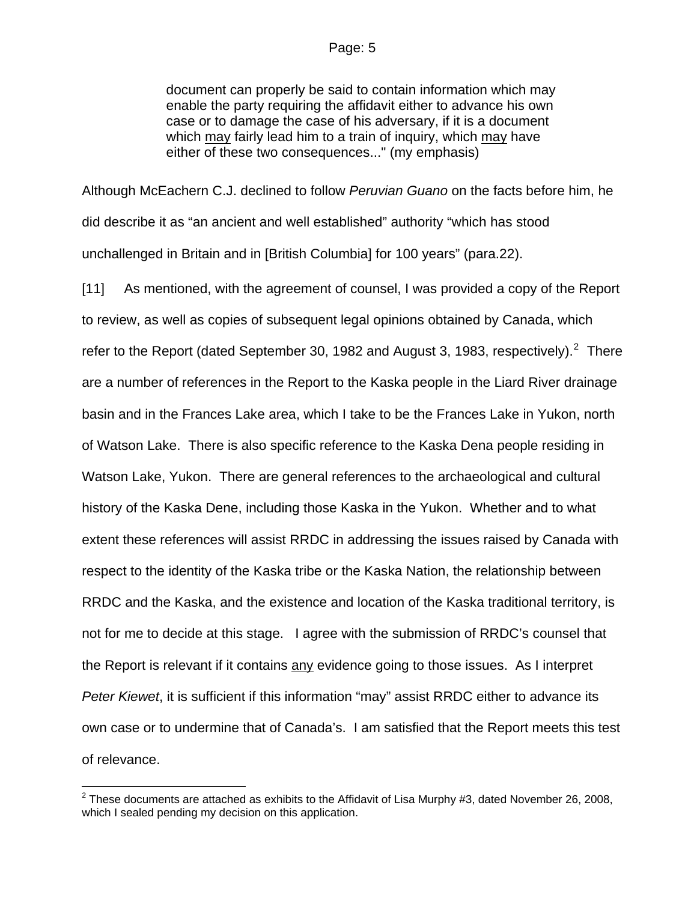> document can properly be said to contain information which may enable the party requiring the affidavit either to advance his own case or to damage the case of his adversary, if it is a document which <u>may</u> fairly lead him to a train of inquiry, which <u>may</u> have either of these two consequences..." (my emphasis)

Although McEachern C.J. declined to follow *Peruvian Guano* on the facts before him, he did describe it as "an ancient and well established" authority "which has stood unchallenged in Britain and in [British Columbia] for 100 years" (para.22).

[11] As mentioned, with the agreement of counsel, I was provided a copy of the Report to review, as well as copies of subsequent legal opinions obtained by Canada, which refer to the Report (dated September 30, 1982 and August 3, 1983, respectively).[2] There are a number of references in the Report to the Kaska people in the Liard River drainage basin and in the Frances Lake area, which I take to be the Frances Lake in Yukon, north of Watson Lake. There is also specific reference to the Kaska Dena people residing in Watson Lake, Yukon. There are general references to the archaeological and cultural history of the Kaska Dene, including those Kaska in the Yukon. Whether and to what extent these references will assist RRDC in addressing the issues raised by Canada with respect to the identity of the Kaska tribe or the Kaska Nation, the relationship between RRDC and the Kaska, and the existence and location of the Kaska traditional territory, is not for me to decide at this stage. I agree with the submission of RRDC's counsel that the Report is relevant if it contains <u>any</u> evidence going to those issues. As I interpret *Peter Kiewet*, it is sufficient if this information "may" assist RRDC either to advance its own case or to undermine that of Canada's. I am satisfied that the Report meets this test of relevance.

[2] These documents are attached as exhibits to the Affidavit of Lisa Murphy #3, dated November 26, 2008, which I sealed pending my decision on this application.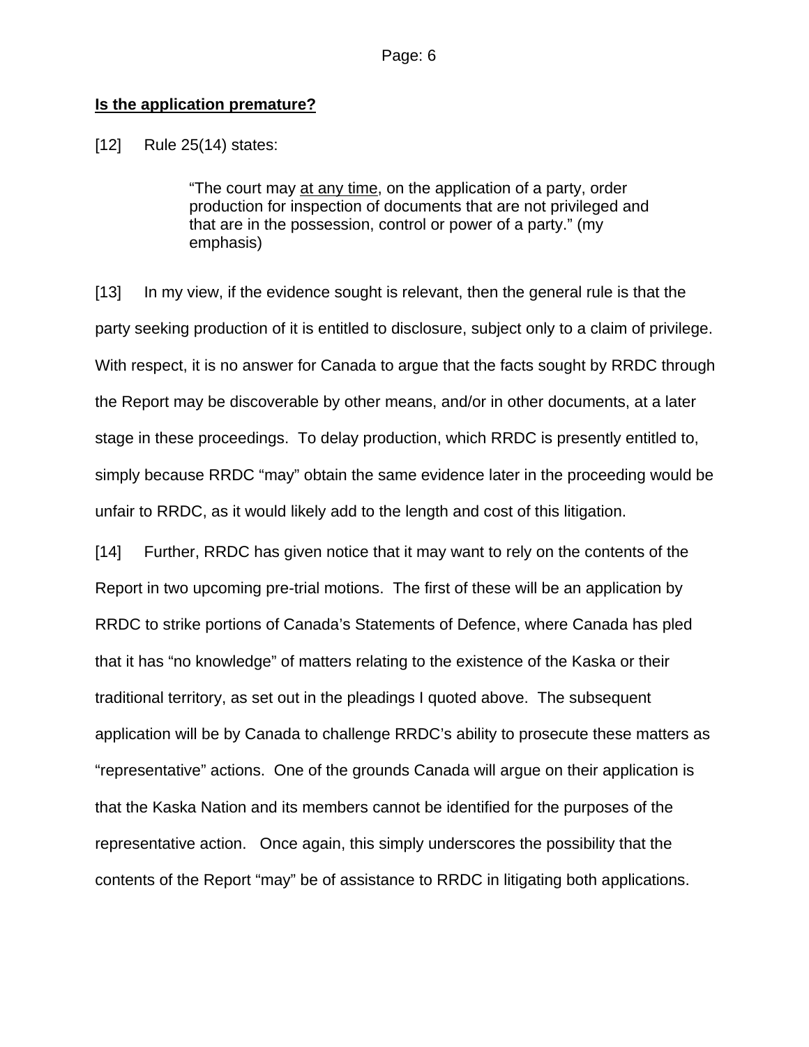**Is the application premature?**

[12] Rule 25(14) states:

> "The court may <u>at any time</u>, on the application of a party, order production for inspection of documents that are not privileged and that are in the possession, control or power of a party." (my emphasis)

[13] In my view, if the evidence sought is relevant, then the general rule is that the party seeking production of it is entitled to disclosure, subject only to a claim of privilege. With respect, it is no answer for Canada to argue that the facts sought by RRDC through the Report may be discoverable by other means, and/or in other documents, at a later stage in these proceedings. To delay production, which RRDC is presently entitled to, simply because RRDC "may" obtain the same evidence later in the proceeding would be unfair to RRDC, as it would likely add to the length and cost of this litigation.

[14] Further, RRDC has given notice that it may want to rely on the contents of the Report in two upcoming pre-trial motions. The first of these will be an application by RRDC to strike portions of Canada's Statements of Defence, where Canada has pled that it has "no knowledge" of matters relating to the existence of the Kaska or their traditional territory, as set out in the pleadings I quoted above. The subsequent application will be by Canada to challenge RRDC's ability to prosecute these matters as "representative" actions. One of the grounds Canada will argue on their application is that the Kaska Nation and its members cannot be identified for the purposes of the representative action. Once again, this simply underscores the possibility that the contents of the Report "may" be of assistance to RRDC in litigating both applications.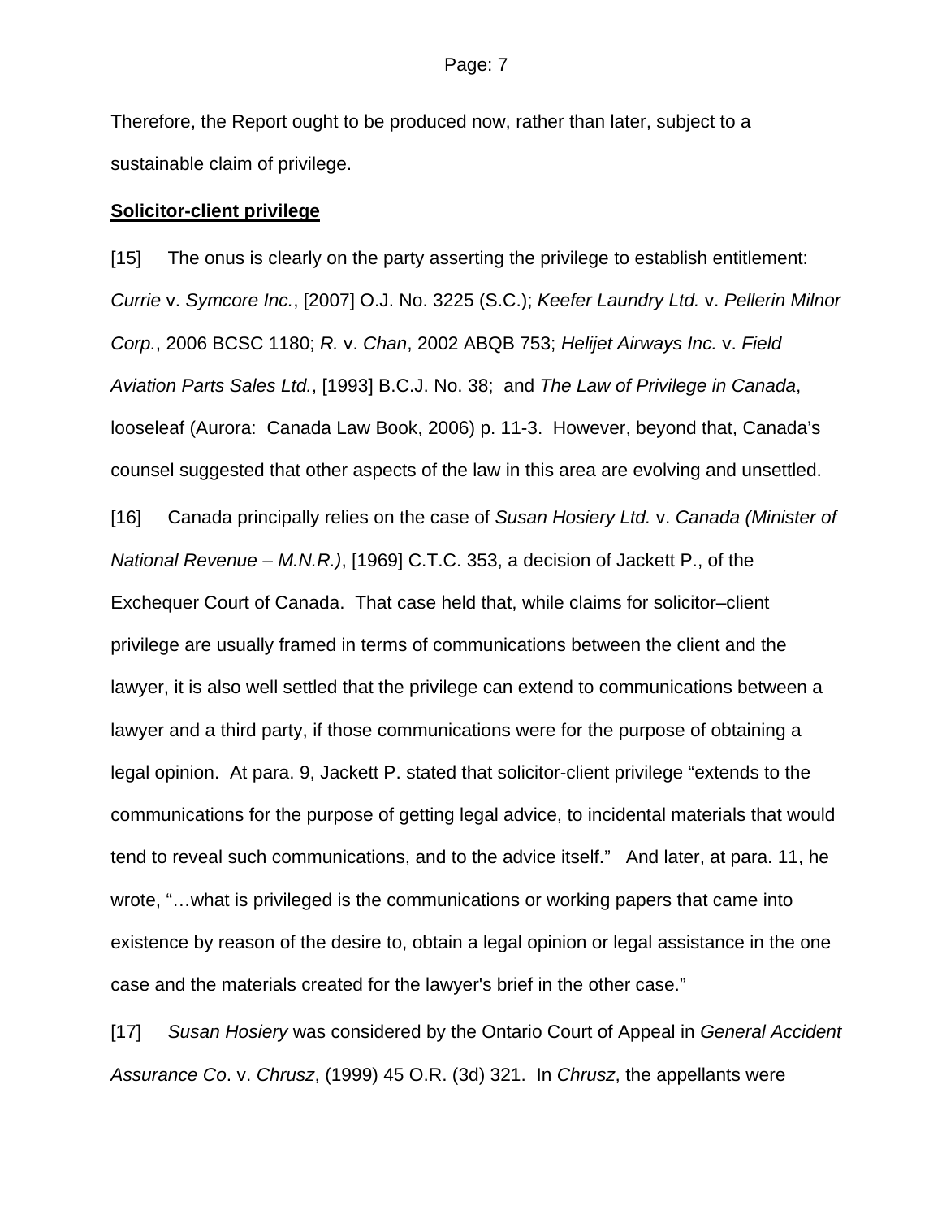Therefore, the Report ought to be produced now, rather than later, subject to a sustainable claim of privilege.

**Solicitor-client privilege**

[15] The onus is clearly on the party asserting the privilege to establish entitlement: *Currie* v. *Symcore Inc.*, [2007] O.J. No. 3225 (S.C.); *Keefer Laundry Ltd.* v. *Pellerin Milnor Corp.*, 2006 BCSC 1180; *R.* v. *Chan*, 2002 ABQB 753; *Helijet Airways Inc.* v. *Field Aviation Parts Sales Ltd.*, [1993] B.C.J. No. 38; and *The Law of Privilege in Canada*, looseleaf (Aurora: Canada Law Book, 2006) p. 11-3. However, beyond that, Canada's counsel suggested that other aspects of the law in this area are evolving and unsettled.

[16] Canada principally relies on the case of *Susan Hosiery Ltd.* v. *Canada (Minister of National Revenue – M.N.R.)*, [1969] C.T.C. 353, a decision of Jackett P., of the Exchequer Court of Canada. That case held that, while claims for solicitor–client privilege are usually framed in terms of communications between the client and the lawyer, it is also well settled that the privilege can extend to communications between a lawyer and a third party, if those communications were for the purpose of obtaining a legal opinion. At para. 9, Jackett P. stated that solicitor-client privilege "extends to the communications for the purpose of getting legal advice, to incidental materials that would tend to reveal such communications, and to the advice itself." And later, at para. 11, he wrote, "…what is privileged is the communications or working papers that came into existence by reason of the desire to, obtain a legal opinion or legal assistance in the one case and the materials created for the lawyer's brief in the other case."

[17] *Susan Hosiery* was considered by the Ontario Court of Appeal in *General Accident Assurance Co*. v. *Chrusz*, (1999) 45 O.R. (3d) 321. In *Chrusz*, the appellants were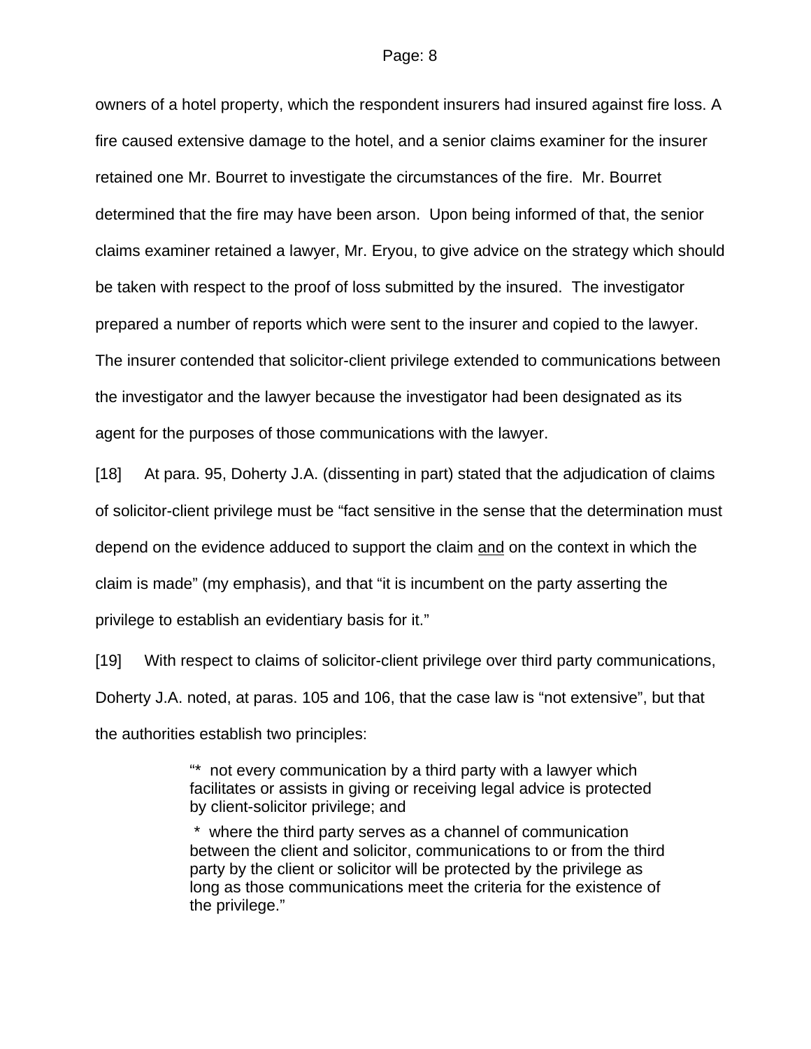owners of a hotel property, which the respondent insurers had insured against fire loss. A fire caused extensive damage to the hotel, and a senior claims examiner for the insurer retained one Mr. Bourret to investigate the circumstances of the fire. Mr. Bourret determined that the fire may have been arson. Upon being informed of that, the senior claims examiner retained a lawyer, Mr. Eryou, to give advice on the strategy which should be taken with respect to the proof of loss submitted by the insured. The investigator prepared a number of reports which were sent to the insurer and copied to the lawyer. The insurer contended that solicitor-client privilege extended to communications between the investigator and the lawyer because the investigator had been designated as its agent for the purposes of those communications with the lawyer.

[18] At para. 95, Doherty J.A. (dissenting in part) stated that the adjudication of claims of solicitor-client privilege must be "fact sensitive in the sense that the determination must depend on the evidence adduced to support the claim <u>and</u> on the context in which the claim is made" (my emphasis), and that "it is incumbent on the party asserting the privilege to establish an evidentiary basis for it."

[19] With respect to claims of solicitor-client privilege over third party communications, Doherty J.A. noted, at paras. 105 and 106, that the case law is "not extensive", but that the authorities establish two principles:

> "* not every communication by a third party with a lawyer which facilitates or assists in giving or receiving legal advice is protected by client-solicitor privilege; and
>
> * where the third party serves as a channel of communication between the client and solicitor, communications to or from the third party by the client or solicitor will be protected by the privilege as long as those communications meet the criteria for the existence of the privilege."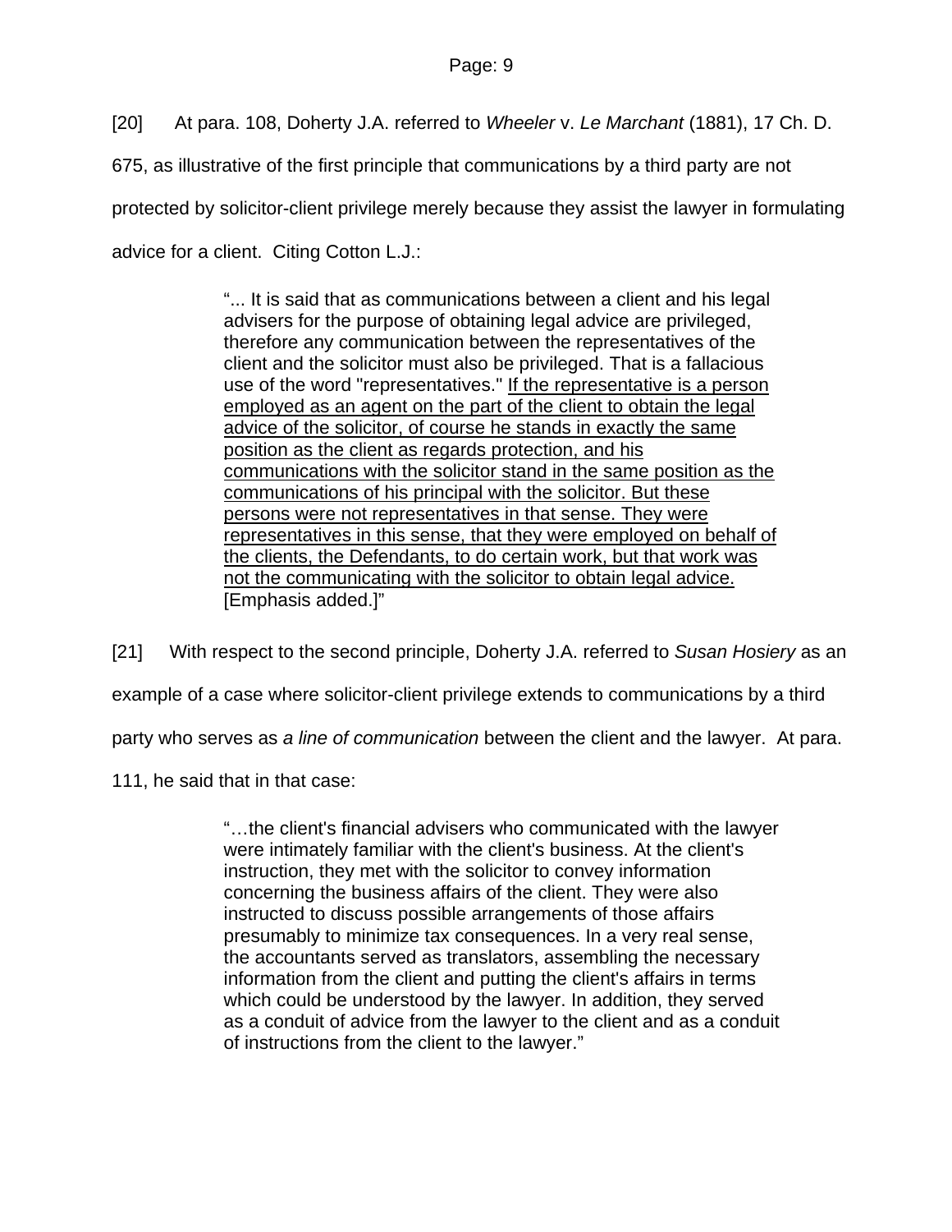[20] At para. 108, Doherty J.A. referred to *Wheeler* v. *Le Marchant* (1881), 17 Ch. D. 675, as illustrative of the first principle that communications by a third party are not protected by solicitor-client privilege merely because they assist the lawyer in formulating advice for a client. Citing Cotton L.J.:

> "... It is said that as communications between a client and his legal advisers for the purpose of obtaining legal advice are privileged, therefore any communication between the representatives of the client and the solicitor must also be privileged. That is a fallacious use of the word "representatives." <u>If the representative is a person employed as an agent on the part of the client to obtain the legal advice of the solicitor, of course he stands in exactly the same position as the client as regards protection, and his communications with the solicitor stand in the same position as the communications of his principal with the solicitor. But these persons were not representatives in that sense. They were representatives in this sense, that they were employed on behalf of the clients, the Defendants, to do certain work, but that work was not the communicating with the solicitor to obtain legal advice.</u> [Emphasis added.]"

[21] With respect to the second principle, Doherty J.A. referred to *Susan Hosiery* as an example of a case where solicitor-client privilege extends to communications by a third party who serves as *a line of communication* between the client and the lawyer. At para. 111, he said that in that case:

> "…the client's financial advisers who communicated with the lawyer were intimately familiar with the client's business. At the client's instruction, they met with the solicitor to convey information concerning the business affairs of the client. They were also instructed to discuss possible arrangements of those affairs presumably to minimize tax consequences. In a very real sense, the accountants served as translators, assembling the necessary information from the client and putting the client's affairs in terms which could be understood by the lawyer. In addition, they served as a conduit of advice from the lawyer to the client and as a conduit of instructions from the client to the lawyer."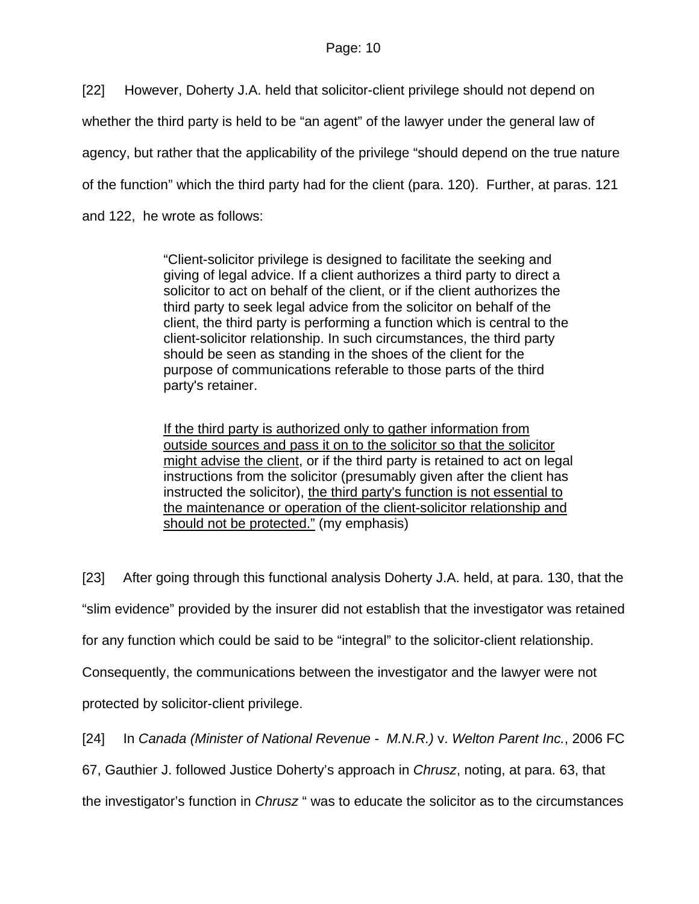[22] However, Doherty J.A. held that solicitor-client privilege should not depend on whether the third party is held to be "an agent" of the lawyer under the general law of agency, but rather that the applicability of the privilege "should depend on the true nature of the function" which the third party had for the client (para. 120). Further, at paras. 121 and 122, he wrote as follows:

> "Client-solicitor privilege is designed to facilitate the seeking and giving of legal advice. If a client authorizes a third party to direct a solicitor to act on behalf of the client, or if the client authorizes the third party to seek legal advice from the solicitor on behalf of the client, the third party is performing a function which is central to the client-solicitor relationship. In such circumstances, the third party should be seen as standing in the shoes of the client for the purpose of communications referable to those parts of the third party's retainer.
>
> <u>If the third party is authorized only to gather information from outside sources and pass it on to the solicitor so that the solicitor might advise the client</u>, or if the third party is retained to act on legal instructions from the solicitor (presumably given after the client has instructed the solicitor), <u>the third party's function is not essential to the maintenance or operation of the client-solicitor relationship and should not be protected."</u> (my emphasis)

[23] After going through this functional analysis Doherty J.A. held, at para. 130, that the "slim evidence" provided by the insurer did not establish that the investigator was retained for any function which could be said to be "integral" to the solicitor-client relationship. Consequently, the communications between the investigator and the lawyer were not protected by solicitor-client privilege.

[24] In *Canada (Minister of National Revenue - M.N.R.)* v. *Welton Parent Inc.*, 2006 FC 67, Gauthier J. followed Justice Doherty's approach in *Chrusz*, noting, at para. 63, that the investigator's function in *Chrusz* " was to educate the solicitor as to the circumstances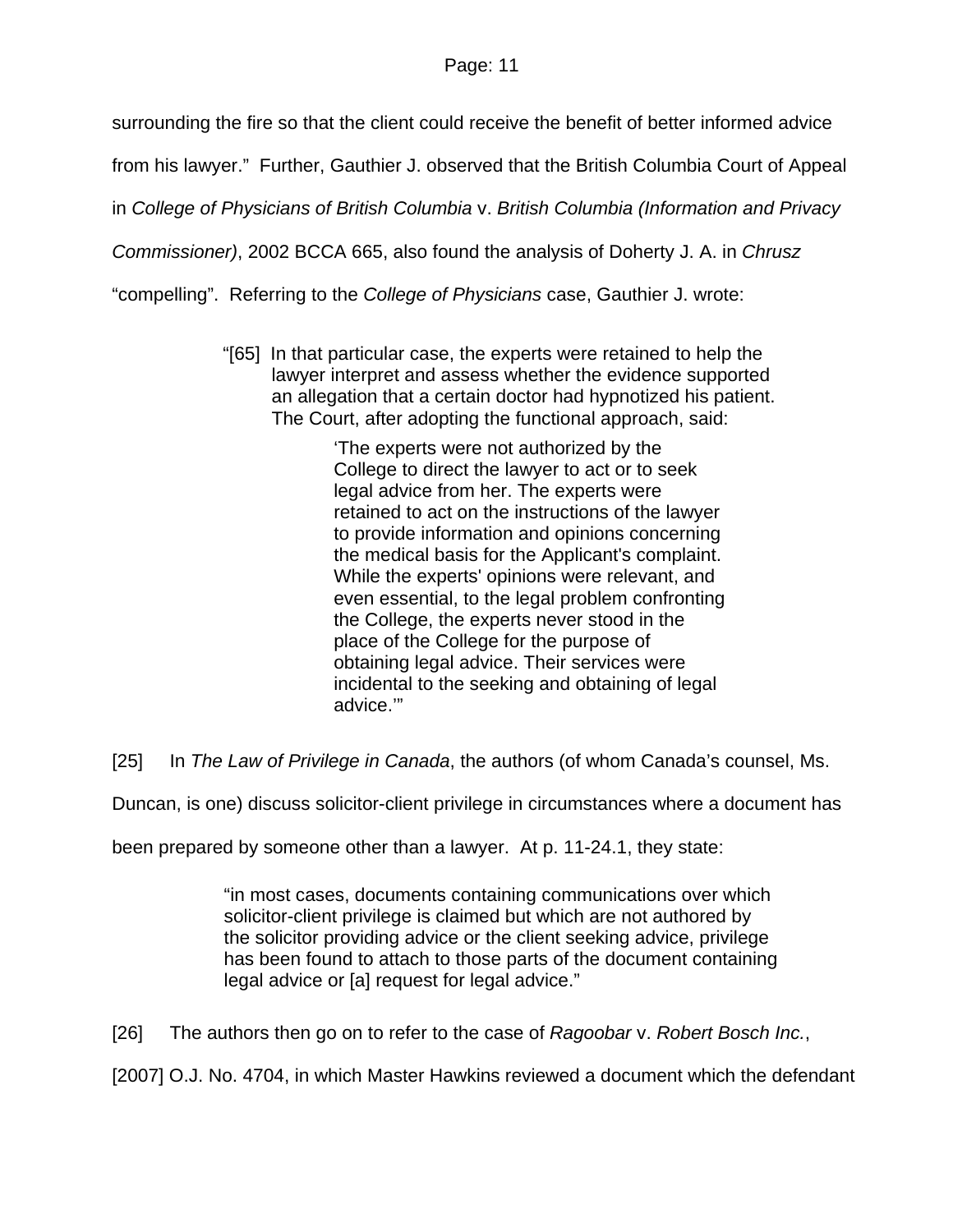surrounding the fire so that the client could receive the benefit of better informed advice from his lawyer." Further, Gauthier J. observed that the British Columbia Court of Appeal in *College of Physicians of British Columbia* v. *British Columbia (Information and Privacy Commissioner)*, 2002 BCCA 665, also found the analysis of Doherty J. A. in *Chrusz* "compelling". Referring to the *College of Physicians* case, Gauthier J. wrote:

> "[65] In that particular case, the experts were retained to help the lawyer interpret and assess whether the evidence supported an allegation that a certain doctor had hypnotized his patient. The Court, after adopting the functional approach, said:
>
> > 'The experts were not authorized by the College to direct the lawyer to act or to seek legal advice from her. The experts were retained to act on the instructions of the lawyer to provide information and opinions concerning the medical basis for the Applicant's complaint. While the experts' opinions were relevant, and even essential, to the legal problem confronting the College, the experts never stood in the place of the College for the purpose of obtaining legal advice. Their services were incidental to the seeking and obtaining of legal advice.'"

[25] In *The Law of Privilege in Canada*, the authors (of whom Canada's counsel, Ms. Duncan, is one) discuss solicitor-client privilege in circumstances where a document has been prepared by someone other than a lawyer. At p. 11-24.1, they state:

> "in most cases, documents containing communications over which solicitor-client privilege is claimed but which are not authored by the solicitor providing advice or the client seeking advice, privilege has been found to attach to those parts of the document containing legal advice or [a] request for legal advice."

[26] The authors then go on to refer to the case of *Ragoobar* v. *Robert Bosch Inc.*, [2007] O.J. No. 4704, in which Master Hawkins reviewed a document which the defendant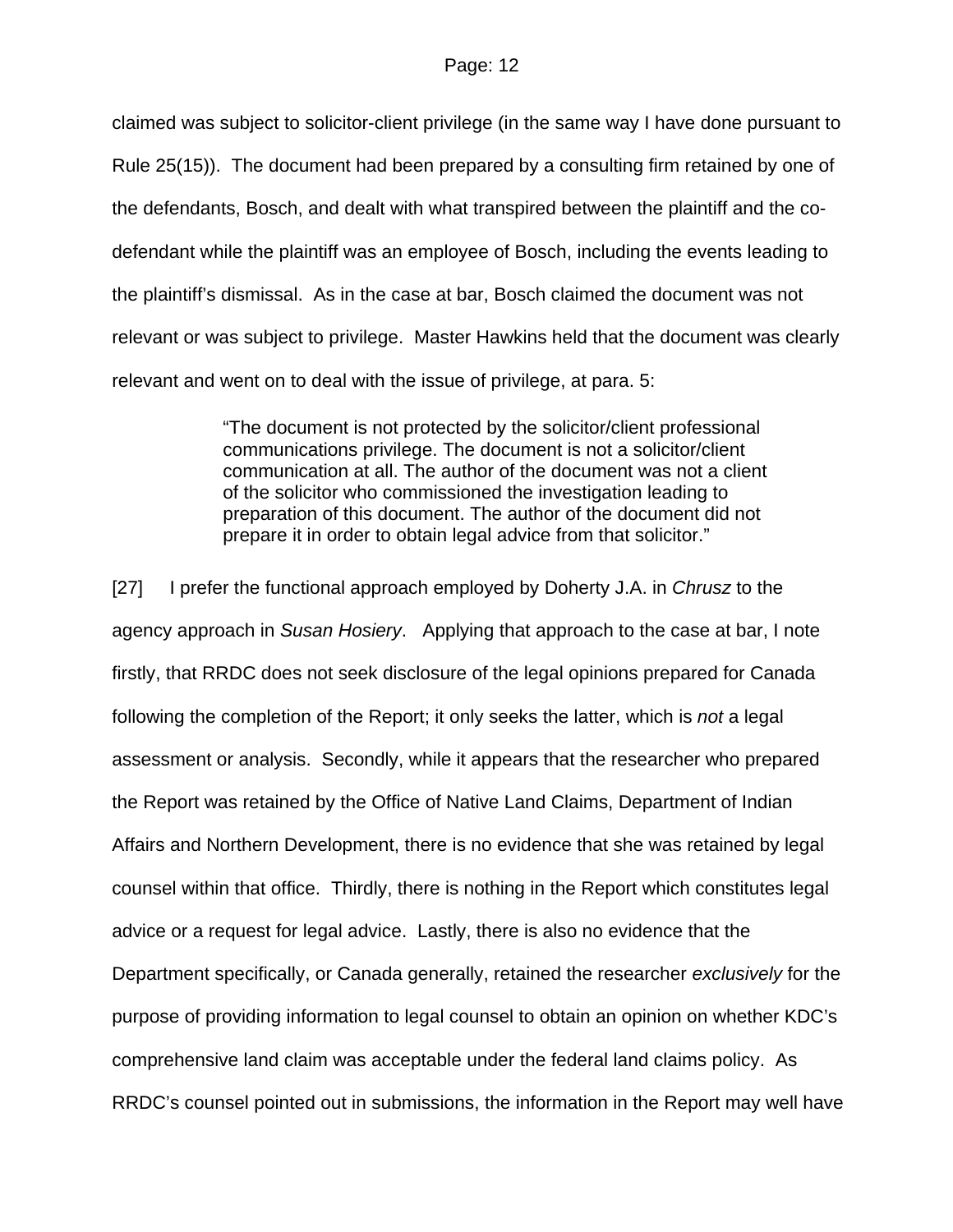claimed was subject to solicitor-client privilege (in the same way I have done pursuant to Rule 25(15)). The document had been prepared by a consulting firm retained by one of the defendants, Bosch, and dealt with what transpired between the plaintiff and the co-defendant while the plaintiff was an employee of Bosch, including the events leading to the plaintiff's dismissal. As in the case at bar, Bosch claimed the document was not relevant or was subject to privilege. Master Hawkins held that the document was clearly relevant and went on to deal with the issue of privilege, at para. 5:

> "The document is not protected by the solicitor/client professional communications privilege. The document is not a solicitor/client communication at all. The author of the document was not a client of the solicitor who commissioned the investigation leading to preparation of this document. The author of the document did not prepare it in order to obtain legal advice from that solicitor."

[27] I prefer the functional approach employed by Doherty J.A. in *Chrusz* to the agency approach in *Susan Hosiery*. Applying that approach to the case at bar, I note firstly, that RRDC does not seek disclosure of the legal opinions prepared for Canada following the completion of the Report; it only seeks the latter, which is *not* a legal assessment or analysis. Secondly, while it appears that the researcher who prepared the Report was retained by the Office of Native Land Claims, Department of Indian Affairs and Northern Development, there is no evidence that she was retained by legal counsel within that office. Thirdly, there is nothing in the Report which constitutes legal advice or a request for legal advice. Lastly, there is also no evidence that the Department specifically, or Canada generally, retained the researcher *exclusively* for the purpose of providing information to legal counsel to obtain an opinion on whether KDC's comprehensive land claim was acceptable under the federal land claims policy. As RRDC's counsel pointed out in submissions, the information in the Report may well have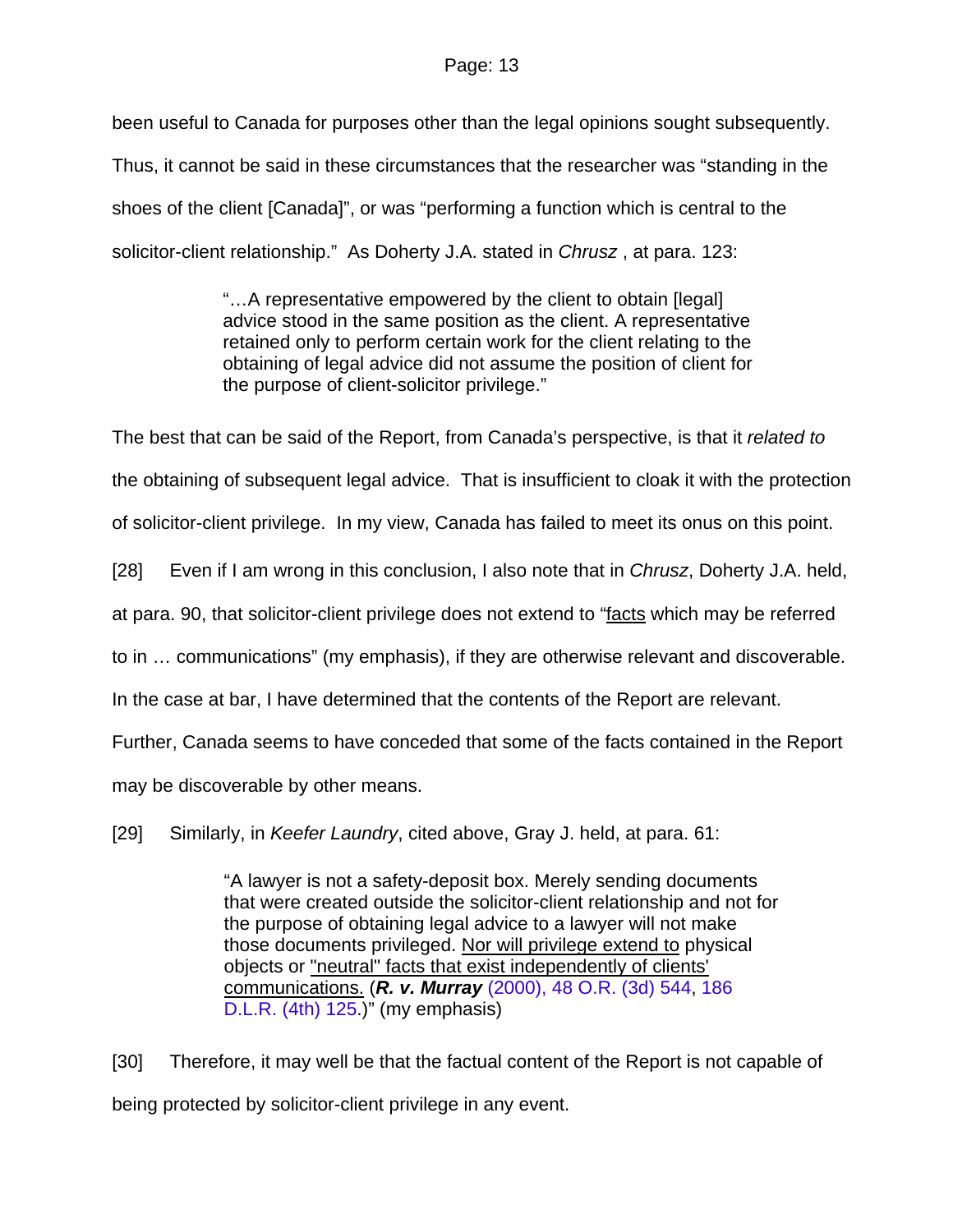been useful to Canada for purposes other than the legal opinions sought subsequently. Thus, it cannot be said in these circumstances that the researcher was "standing in the shoes of the client [Canada]", or was "performing a function which is central to the solicitor-client relationship." As Doherty J.A. stated in *Chrusz* , at para. 123:

> "…A representative empowered by the client to obtain [legal] advice stood in the same position as the client. A representative retained only to perform certain work for the client relating to the obtaining of legal advice did not assume the position of client for the purpose of client-solicitor privilege."

The best that can be said of the Report, from Canada's perspective, is that it *related to* the obtaining of subsequent legal advice. That is insufficient to cloak it with the protection of solicitor-client privilege. In my view, Canada has failed to meet its onus on this point.

[28] Even if I am wrong in this conclusion, I also note that in *Chrusz*, Doherty J.A. held, at para. 90, that solicitor-client privilege does not extend to "<u>facts</u> which may be referred to in … communications" (my emphasis), if they are otherwise relevant and discoverable. In the case at bar, I have determined that the contents of the Report are relevant. Further, Canada seems to have conceded that some of the facts contained in the Report may be discoverable by other means.

[29] Similarly, in *Keefer Laundry*, cited above, Gray J. held, at para. 61:

> "A lawyer is not a safety-deposit box. Merely sending documents that were created outside the solicitor-client relationship and not for the purpose of obtaining legal advice to a lawyer will not make those documents privileged. <u>Nor will privilege extend to</u> physical objects or <u>"neutral" facts that exist independently of clients' communications.</u> (***R. v. Murray*** (2000), 48 O.R. (3d) 544, 186 D.L.R. (4th) 125.)" (my emphasis)

[30] Therefore, it may well be that the factual content of the Report is not capable of being protected by solicitor-client privilege in any event.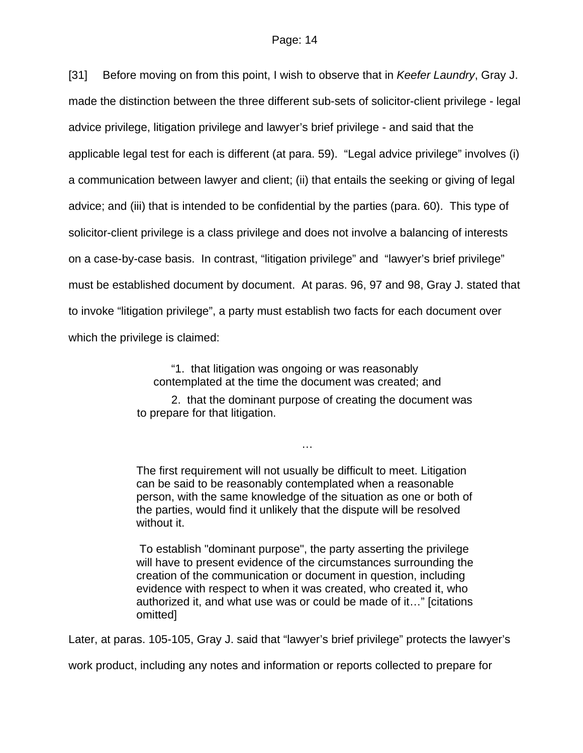[31] Before moving on from this point, I wish to observe that in *Keefer Laundry*, Gray J. made the distinction between the three different sub-sets of solicitor-client privilege - legal advice privilege, litigation privilege and lawyer's brief privilege - and said that the applicable legal test for each is different (at para. 59). "Legal advice privilege" involves (i) a communication between lawyer and client; (ii) that entails the seeking or giving of legal advice; and (iii) that is intended to be confidential by the parties (para. 60). This type of solicitor-client privilege is a class privilege and does not involve a balancing of interests on a case-by-case basis. In contrast, "litigation privilege" and "lawyer's brief privilege" must be established document by document. At paras. 96, 97 and 98, Gray J. stated that to invoke "litigation privilege", a party must establish two facts for each document over which the privilege is claimed:

> "1. that litigation was ongoing or was reasonably contemplated at the time the document was created; and
>
> 2. that the dominant purpose of creating the document was to prepare for that litigation.
>
> …
>
> The first requirement will not usually be difficult to meet. Litigation can be said to be reasonably contemplated when a reasonable person, with the same knowledge of the situation as one or both of the parties, would find it unlikely that the dispute will be resolved without it.
>
> To establish "dominant purpose", the party asserting the privilege will have to present evidence of the circumstances surrounding the creation of the communication or document in question, including evidence with respect to when it was created, who created it, who authorized it, and what use was or could be made of it…" [citations omitted]

Later, at paras. 105-105, Gray J. said that "lawyer's brief privilege" protects the lawyer's work product, including any notes and information or reports collected to prepare for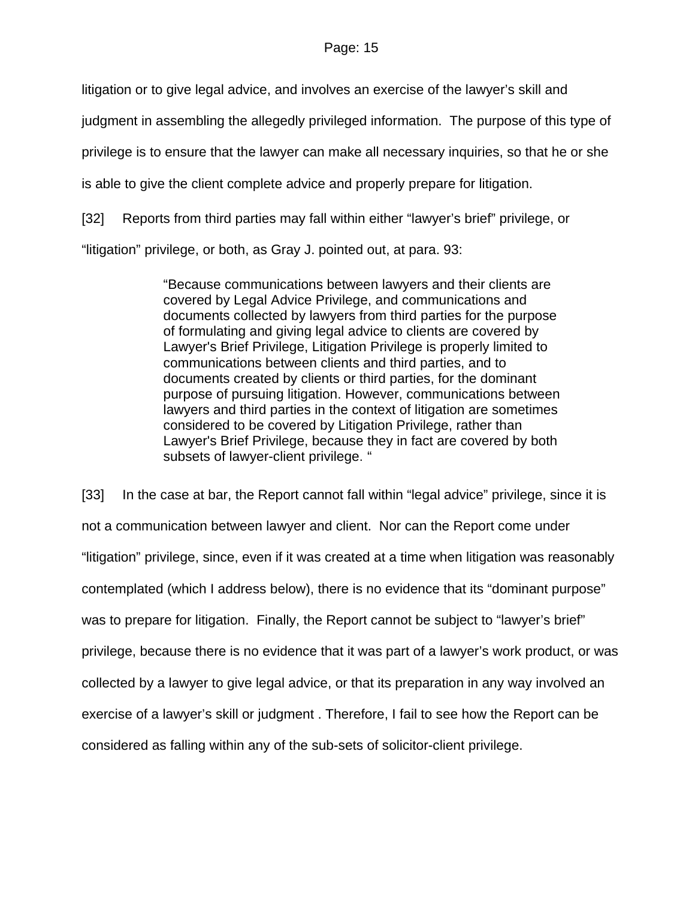litigation or to give legal advice, and involves an exercise of the lawyer's skill and judgment in assembling the allegedly privileged information. The purpose of this type of privilege is to ensure that the lawyer can make all necessary inquiries, so that he or she is able to give the client complete advice and properly prepare for litigation.

[32] Reports from third parties may fall within either "lawyer's brief" privilege, or "litigation" privilege, or both, as Gray J. pointed out, at para. 93:

> "Because communications between lawyers and their clients are covered by Legal Advice Privilege, and communications and documents collected by lawyers from third parties for the purpose of formulating and giving legal advice to clients are covered by Lawyer's Brief Privilege, Litigation Privilege is properly limited to communications between clients and third parties, and to documents created by clients or third parties, for the dominant purpose of pursuing litigation. However, communications between lawyers and third parties in the context of litigation are sometimes considered to be covered by Litigation Privilege, rather than Lawyer's Brief Privilege, because they in fact are covered by both subsets of lawyer-client privilege. "

[33] In the case at bar, the Report cannot fall within "legal advice" privilege, since it is not a communication between lawyer and client. Nor can the Report come under "litigation" privilege, since, even if it was created at a time when litigation was reasonably contemplated (which I address below), there is no evidence that its "dominant purpose" was to prepare for litigation. Finally, the Report cannot be subject to "lawyer's brief" privilege, because there is no evidence that it was part of a lawyer's work product, or was collected by a lawyer to give legal advice, or that its preparation in any way involved an exercise of a lawyer's skill or judgment . Therefore, I fail to see how the Report can be considered as falling within any of the sub-sets of solicitor-client privilege.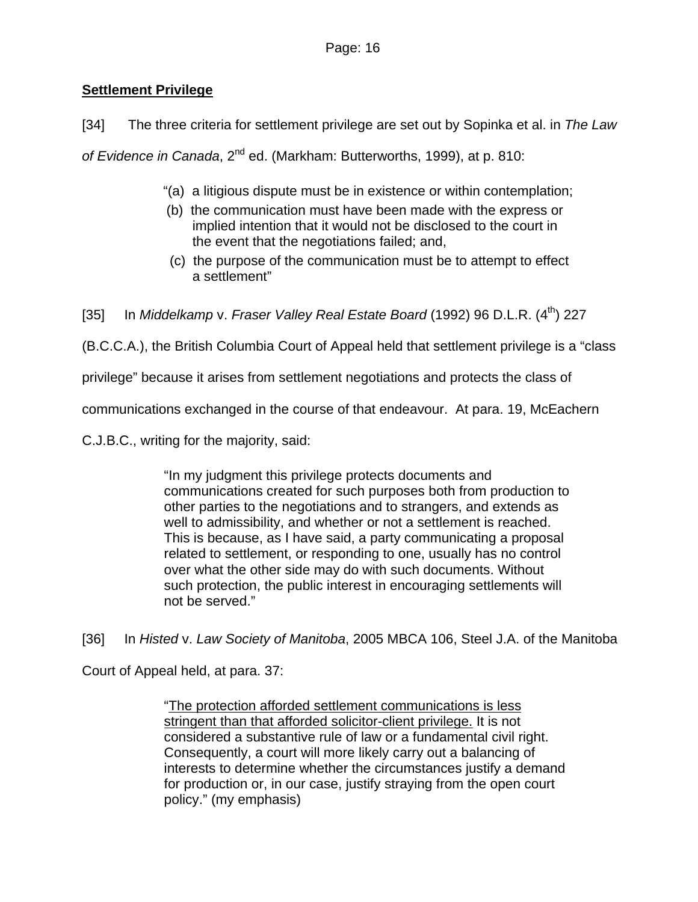**Settlement Privilege**

[34] The three criteria for settlement privilege are set out by Sopinka et al. in *The Law of Evidence in Canada*, 2nd ed. (Markham: Butterworths, 1999), at p. 810:

> "(a) a litigious dispute must be in existence or within contemplation;
> (b) the communication must have been made with the express or implied intention that it would not be disclosed to the court in the event that the negotiations failed; and,
> (c) the purpose of the communication must be to attempt to effect a settlement"

[35] In *Middelkamp* v. *Fraser Valley Real Estate Board* (1992) 96 D.L.R. (4th) 227 (B.C.C.A.), the British Columbia Court of Appeal held that settlement privilege is a "class privilege" because it arises from settlement negotiations and protects the class of communications exchanged in the course of that endeavour. At para. 19, McEachern C.J.B.C., writing for the majority, said:

> "In my judgment this privilege protects documents and communications created for such purposes both from production to other parties to the negotiations and to strangers, and extends as well to admissibility, and whether or not a settlement is reached. This is because, as I have said, a party communicating a proposal related to settlement, or responding to one, usually has no control over what the other side may do with such documents. Without such protection, the public interest in encouraging settlements will not be served."

[36] In *Histed* v. *Law Society of Manitoba*, 2005 MBCA 106, Steel J.A. of the Manitoba Court of Appeal held, at para. 37:

> "<u>The protection afforded settlement communications is less stringent than that afforded solicitor-client privilege.</u> It is not considered a substantive rule of law or a fundamental civil right. Consequently, a court will more likely carry out a balancing of interests to determine whether the circumstances justify a demand for production or, in our case, justify straying from the open court policy." (my emphasis)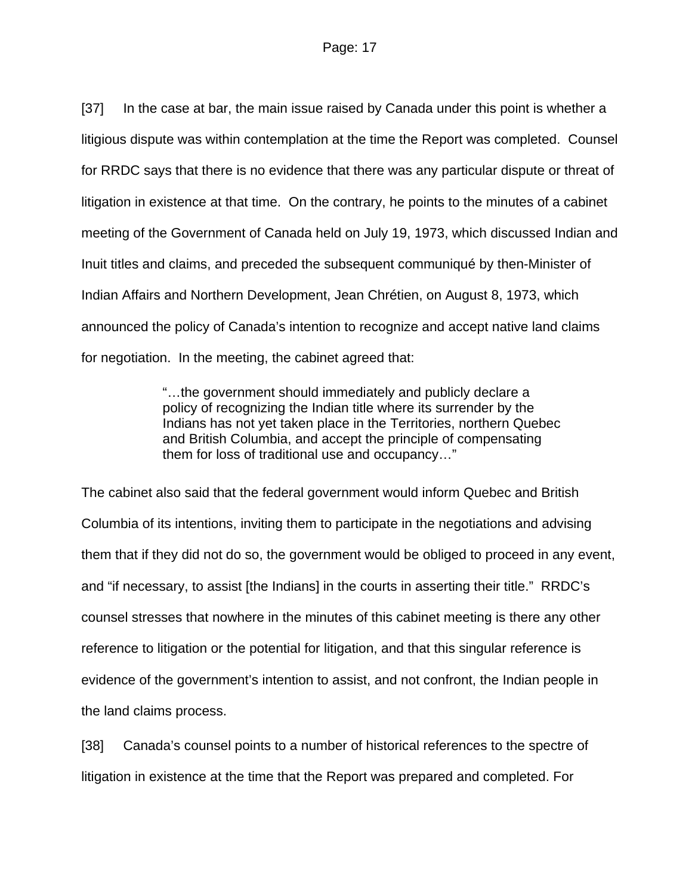[37] In the case at bar, the main issue raised by Canada under this point is whether a litigious dispute was within contemplation at the time the Report was completed. Counsel for RRDC says that there is no evidence that there was any particular dispute or threat of litigation in existence at that time. On the contrary, he points to the minutes of a cabinet meeting of the Government of Canada held on July 19, 1973, which discussed Indian and Inuit titles and claims, and preceded the subsequent communiqué by then-Minister of Indian Affairs and Northern Development, Jean Chrétien, on August 8, 1973, which announced the policy of Canada's intention to recognize and accept native land claims for negotiation. In the meeting, the cabinet agreed that:

> "…the government should immediately and publicly declare a policy of recognizing the Indian title where its surrender by the Indians has not yet taken place in the Territories, northern Quebec and British Columbia, and accept the principle of compensating them for loss of traditional use and occupancy…"

The cabinet also said that the federal government would inform Quebec and British Columbia of its intentions, inviting them to participate in the negotiations and advising them that if they did not do so, the government would be obliged to proceed in any event, and "if necessary, to assist [the Indians] in the courts in asserting their title." RRDC's counsel stresses that nowhere in the minutes of this cabinet meeting is there any other reference to litigation or the potential for litigation, and that this singular reference is evidence of the government's intention to assist, and not confront, the Indian people in the land claims process.

[38] Canada's counsel points to a number of historical references to the spectre of litigation in existence at the time that the Report was prepared and completed. For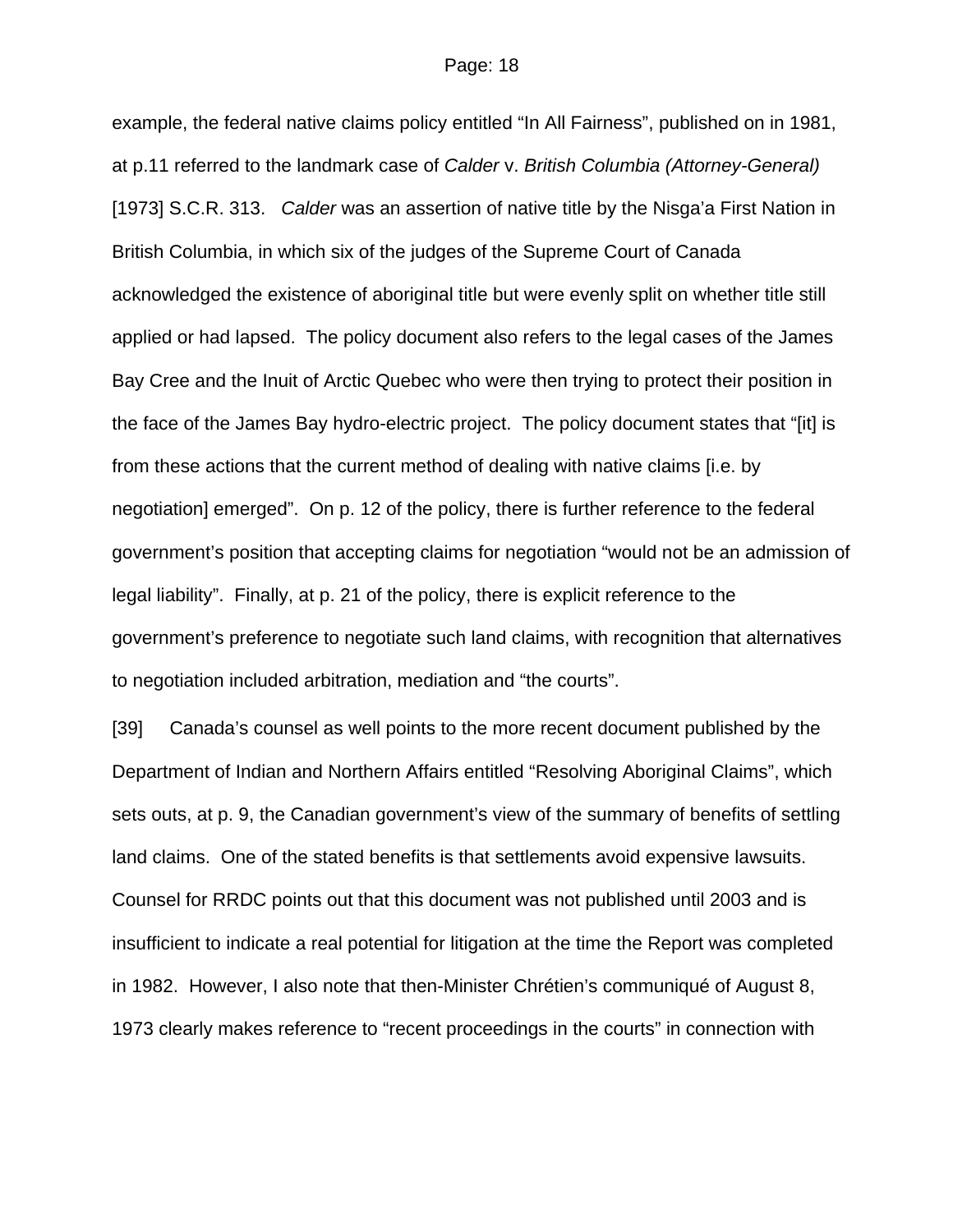example, the federal native claims policy entitled "In All Fairness", published on in 1981, at p.11 referred to the landmark case of *Calder* v. *British Columbia (Attorney-General)* [1973] S.C.R. 313. *Calder* was an assertion of native title by the Nisga'a First Nation in British Columbia, in which six of the judges of the Supreme Court of Canada acknowledged the existence of aboriginal title but were evenly split on whether title still applied or had lapsed. The policy document also refers to the legal cases of the James Bay Cree and the Inuit of Arctic Quebec who were then trying to protect their position in the face of the James Bay hydro-electric project. The policy document states that "[it] is from these actions that the current method of dealing with native claims [i.e. by negotiation] emerged". On p. 12 of the policy, there is further reference to the federal government's position that accepting claims for negotiation "would not be an admission of legal liability". Finally, at p. 21 of the policy, there is explicit reference to the government's preference to negotiate such land claims, with recognition that alternatives to negotiation included arbitration, mediation and "the courts".

[39] Canada's counsel as well points to the more recent document published by the Department of Indian and Northern Affairs entitled "Resolving Aboriginal Claims", which sets outs, at p. 9, the Canadian government's view of the summary of benefits of settling land claims. One of the stated benefits is that settlements avoid expensive lawsuits. Counsel for RRDC points out that this document was not published until 2003 and is insufficient to indicate a real potential for litigation at the time the Report was completed in 1982. However, I also note that then-Minister Chrétien's communiqué of August 8, 1973 clearly makes reference to "recent proceedings in the courts" in connection with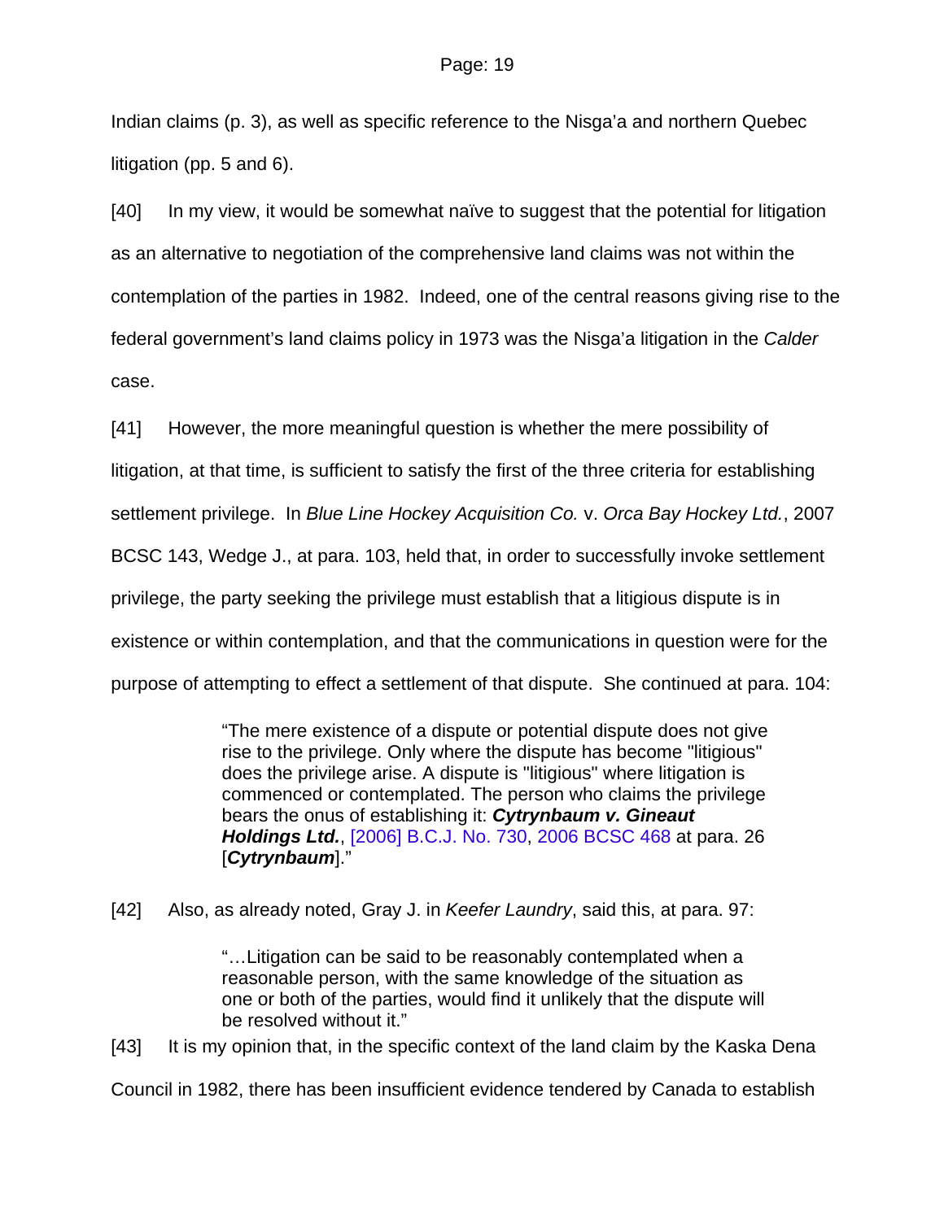Indian claims (p. 3), as well as specific reference to the Nisga'a and northern Quebec litigation (pp. 5 and 6).

[40] In my view, it would be somewhat naïve to suggest that the potential for litigation as an alternative to negotiation of the comprehensive land claims was not within the contemplation of the parties in 1982. Indeed, one of the central reasons giving rise to the federal government's land claims policy in 1973 was the Nisga'a litigation in the *Calder* case.

[41] However, the more meaningful question is whether the mere possibility of litigation, at that time, is sufficient to satisfy the first of the three criteria for establishing settlement privilege. In *Blue Line Hockey Acquisition Co.* v. *Orca Bay Hockey Ltd.*, 2007 BCSC 143, Wedge J., at para. 103, held that, in order to successfully invoke settlement privilege, the party seeking the privilege must establish that a litigious dispute is in existence or within contemplation, and that the communications in question were for the purpose of attempting to effect a settlement of that dispute. She continued at para. 104:

> "The mere existence of a dispute or potential dispute does not give rise to the privilege. Only where the dispute has become "litigious" does the privilege arise. A dispute is "litigious" where litigation is commenced or contemplated. The person who claims the privilege bears the onus of establishing it: ***Cytrynbaum v. Gineaut Holdings Ltd.***, [2006] B.C.J. No. 730, 2006 BCSC 468 at para. 26 [***Cytrynbaum***]."

[42] Also, as already noted, Gray J. in *Keefer Laundry*, said this, at para. 97:

> "…Litigation can be said to be reasonably contemplated when a reasonable person, with the same knowledge of the situation as one or both of the parties, would find it unlikely that the dispute will be resolved without it."

[43] It is my opinion that, in the specific context of the land claim by the Kaska Dena Council in 1982, there has been insufficient evidence tendered by Canada to establish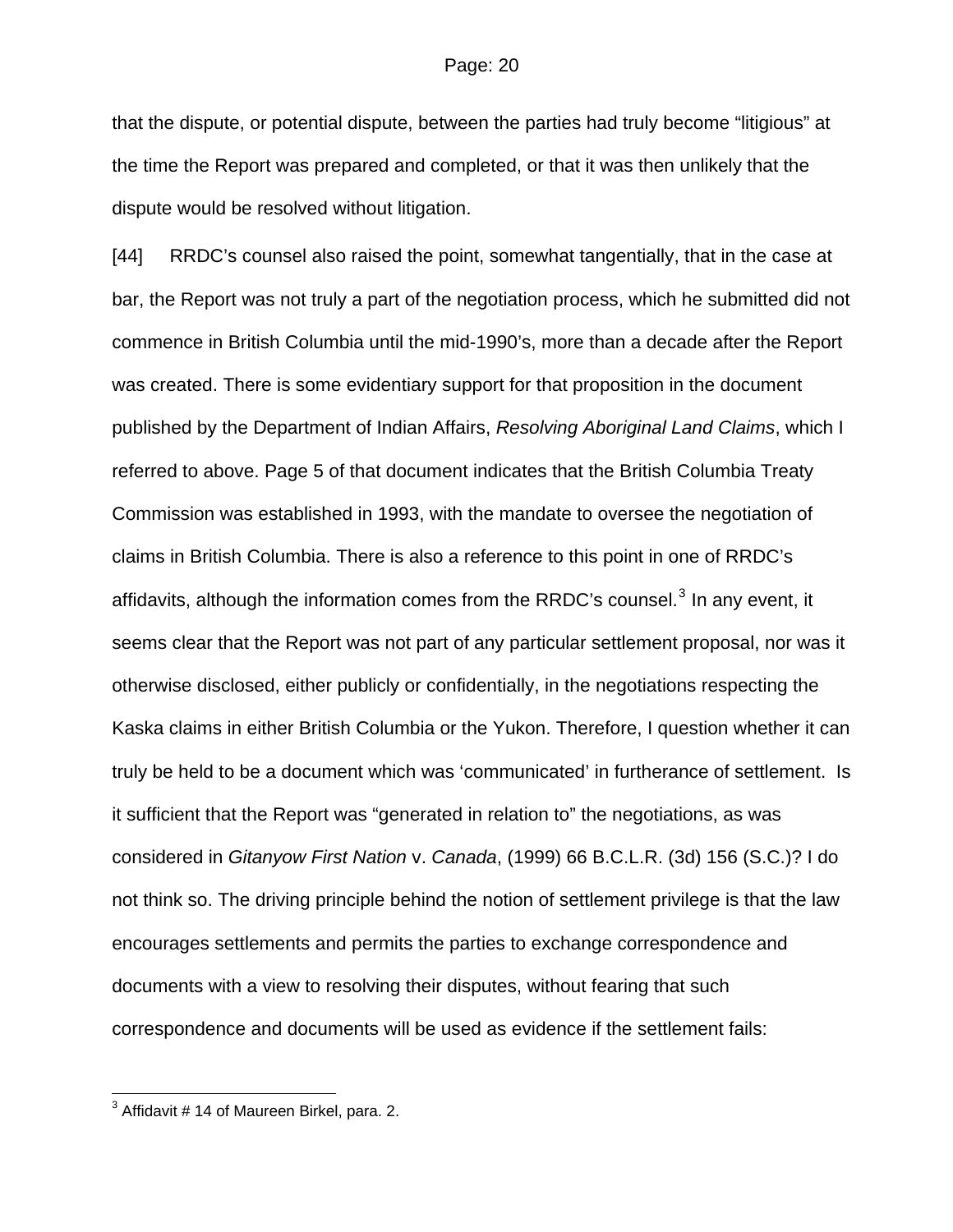that the dispute, or potential dispute, between the parties had truly become "litigious" at the time the Report was prepared and completed, or that it was then unlikely that the dispute would be resolved without litigation.

[44] RRDC's counsel also raised the point, somewhat tangentially, that in the case at bar, the Report was not truly a part of the negotiation process, which he submitted did not commence in British Columbia until the mid-1990's, more than a decade after the Report was created. There is some evidentiary support for that proposition in the document published by the Department of Indian Affairs, *Resolving Aboriginal Land Claims*, which I referred to above. Page 5 of that document indicates that the British Columbia Treaty Commission was established in 1993, with the mandate to oversee the negotiation of claims in British Columbia. There is also a reference to this point in one of RRDC's affidavits, although the information comes from the RRDC's counsel.[3] In any event, it seems clear that the Report was not part of any particular settlement proposal, nor was it otherwise disclosed, either publicly or confidentially, in the negotiations respecting the Kaska claims in either British Columbia or the Yukon. Therefore, I question whether it can truly be held to be a document which was 'communicated' in furtherance of settlement. Is it sufficient that the Report was "generated in relation to" the negotiations, as was considered in *Gitanyow First Nation* v. *Canada*, (1999) 66 B.C.L.R. (3d) 156 (S.C.)? I do not think so. The driving principle behind the notion of settlement privilege is that the law encourages settlements and permits the parties to exchange correspondence and documents with a view to resolving their disputes, without fearing that such correspondence and documents will be used as evidence if the settlement fails:

---

[3] Affidavit # 14 of Maureen Birkel, para. 2.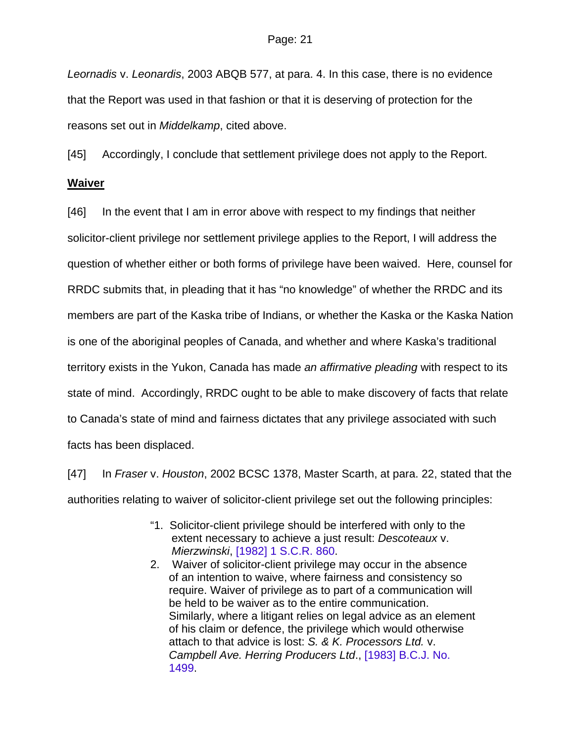*Leornadis* v. *Leonardis*, 2003 ABQB 577, at para. 4. In this case, there is no evidence that the Report was used in that fashion or that it is deserving of protection for the reasons set out in *Middelkamp*, cited above.

[45] Accordingly, I conclude that settlement privilege does not apply to the Report.

**Waiver**

[46] In the event that I am in error above with respect to my findings that neither solicitor-client privilege nor settlement privilege applies to the Report, I will address the question of whether either or both forms of privilege have been waived. Here, counsel for RRDC submits that, in pleading that it has "no knowledge" of whether the RRDC and its members are part of the Kaska tribe of Indians, or whether the Kaska or the Kaska Nation is one of the aboriginal peoples of Canada, and whether and where Kaska's traditional territory exists in the Yukon, Canada has made *an affirmative pleading* with respect to its state of mind. Accordingly, RRDC ought to be able to make discovery of facts that relate to Canada's state of mind and fairness dictates that any privilege associated with such facts has been displaced.

[47] In *Fraser* v. *Houston*, 2002 BCSC 1378, Master Scarth, at para. 22, stated that the authorities relating to waiver of solicitor-client privilege set out the following principles:

> "1. Solicitor-client privilege should be interfered with only to the extent necessary to achieve a just result: *Descoteaux* v. *Mierzwinski*, [1982] 1 S.C.R. 860.
>
> 2. Waiver of solicitor-client privilege may occur in the absence of an intention to waive, where fairness and consistency so require. Waiver of privilege as to part of a communication will be held to be waiver as to the entire communication. Similarly, where a litigant relies on legal advice as an element of his claim or defence, the privilege which would otherwise attach to that advice is lost: *S. & K. Processors Ltd.* v. *Campbell Ave. Herring Producers Ltd*., [1983] B.C.J. No. 1499.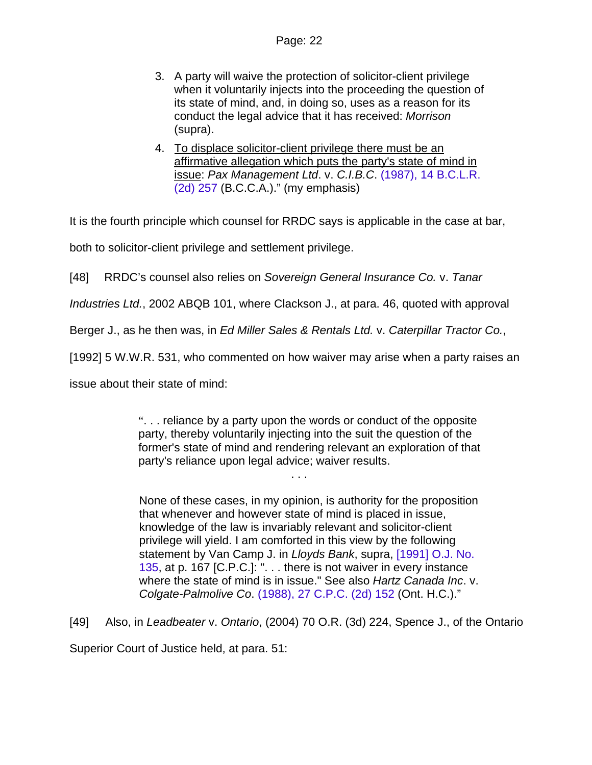> 3. A party will waive the protection of solicitor-client privilege when it voluntarily injects into the proceeding the question of its state of mind, and, in doing so, uses as a reason for its conduct the legal advice that it has received: *Morrison* (supra).
>
> 4. <u>To displace solicitor-client privilege there must be an affirmative allegation which puts the party's state of mind in issue</u>: *Pax Management Ltd*. v. *C.I.B.C*. (1987), 14 B.C.L.R. (2d) 257 (B.C.C.A.)." (my emphasis)

It is the fourth principle which counsel for RRDC says is applicable in the case at bar, both to solicitor-client privilege and settlement privilege.

[48] RRDC's counsel also relies on *Sovereign General Insurance Co.* v. *Tanar Industries Ltd.*, 2002 ABQB 101, where Clackson J., at para. 46, quoted with approval Berger J., as he then was, in *Ed Miller Sales & Rentals Ltd.* v. *Caterpillar Tractor Co.*, [1992] 5 W.W.R. 531, who commented on how waiver may arise when a party raises an issue about their state of mind:

> ". . . reliance by a party upon the words or conduct of the opposite party, thereby voluntarily injecting into the suit the question of the former's state of mind and rendering relevant an exploration of that party's reliance upon legal advice; waiver results.
>
> . . .
>
> None of these cases, in my opinion, is authority for the proposition that whenever and however state of mind is placed in issue, knowledge of the law is invariably relevant and solicitor-client privilege will yield. I am comforted in this view by the following statement by Van Camp J. in *Lloyds Bank*, supra, [1991] O.J. No. 135, at p. 167 [C.P.C.]: ". . . there is not waiver in every instance where the state of mind is in issue." See also *Hartz Canada Inc*. v. *Colgate-Palmolive Co*. (1988), 27 C.P.C. (2d) 152 (Ont. H.C.)."

[49] Also, in *Leadbeater* v. *Ontario*, (2004) 70 O.R. (3d) 224, Spence J., of the Ontario Superior Court of Justice held, at para. 51: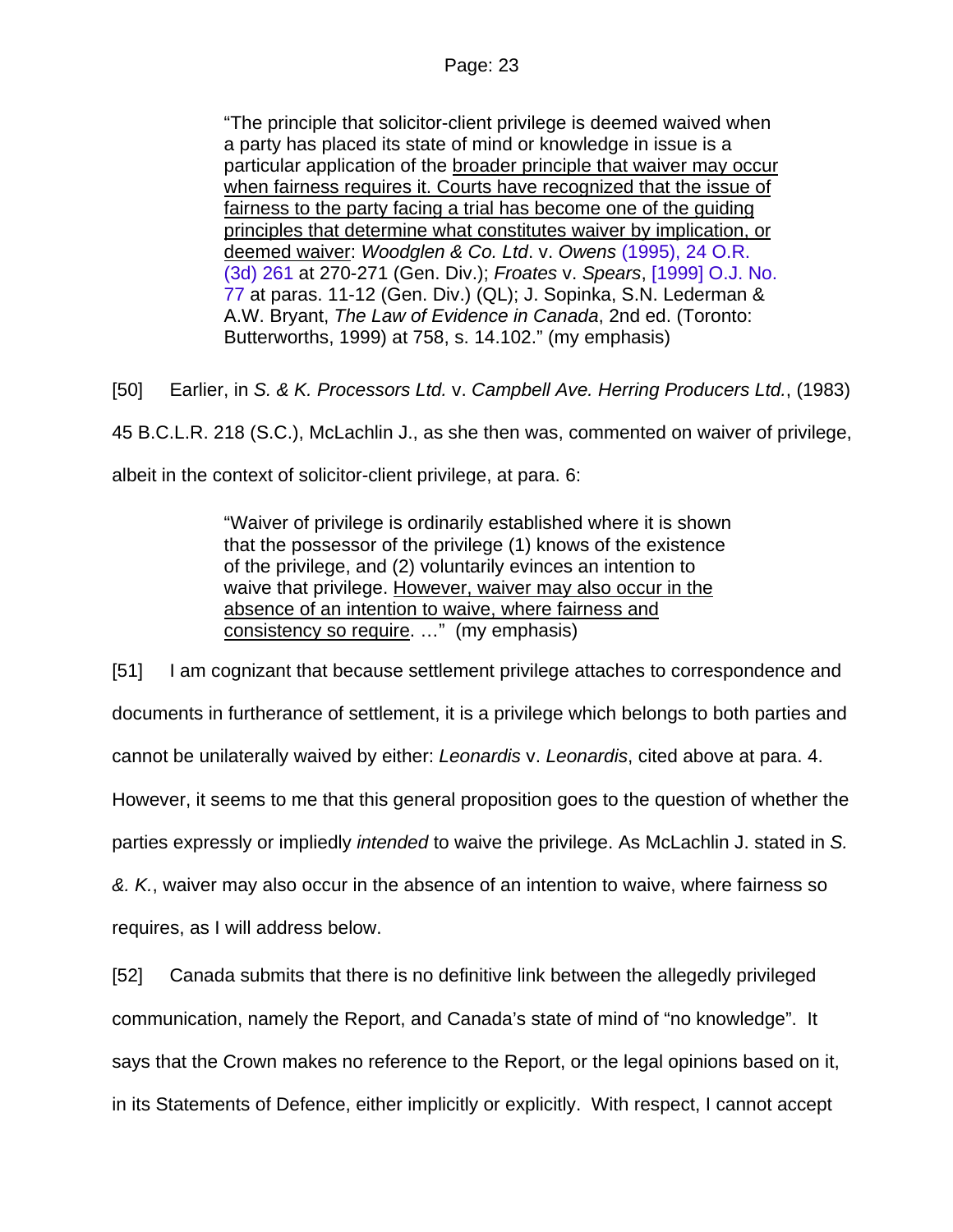> "The principle that solicitor-client privilege is deemed waived when a party has placed its state of mind or knowledge in issue is a particular application of the <u>broader principle that waiver may occur when fairness requires it. Courts have recognized that the issue of fairness to the party facing a trial has become one of the guiding principles that determine what constitutes waiver by implication, or deemed waiver</u>: *Woodglen & Co. Ltd*. v. *Owens* (1995), 24 O.R. (3d) 261 at 270-271 (Gen. Div.); *Froates* v. *Spears*, [1999] O.J. No. 77 at paras. 11-12 (Gen. Div.) (QL); J. Sopinka, S.N. Lederman & A.W. Bryant, *The Law of Evidence in Canada*, 2nd ed. (Toronto: Butterworths, 1999) at 758, s. 14.102." (my emphasis)

[50] Earlier, in *S. & K. Processors Ltd.* v. *Campbell Ave. Herring Producers Ltd.*, (1983) 45 B.C.L.R. 218 (S.C.), McLachlin J., as she then was, commented on waiver of privilege, albeit in the context of solicitor-client privilege, at para. 6:

> "Waiver of privilege is ordinarily established where it is shown that the possessor of the privilege (1) knows of the existence of the privilege, and (2) voluntarily evinces an intention to waive that privilege. <u>However, waiver may also occur in the absence of an intention to waive, where fairness and consistency so require</u>. …" (my emphasis)

[51] I am cognizant that because settlement privilege attaches to correspondence and documents in furtherance of settlement, it is a privilege which belongs to both parties and cannot be unilaterally waived by either: *Leonardis* v. *Leonardis*, cited above at para. 4. However, it seems to me that this general proposition goes to the question of whether the parties expressly or impliedly *intended* to waive the privilege. As McLachlin J. stated in *S. &. K.*, waiver may also occur in the absence of an intention to waive, where fairness so requires, as I will address below.

[52] Canada submits that there is no definitive link between the allegedly privileged communication, namely the Report, and Canada's state of mind of "no knowledge". It says that the Crown makes no reference to the Report, or the legal opinions based on it, in its Statements of Defence, either implicitly or explicitly. With respect, I cannot accept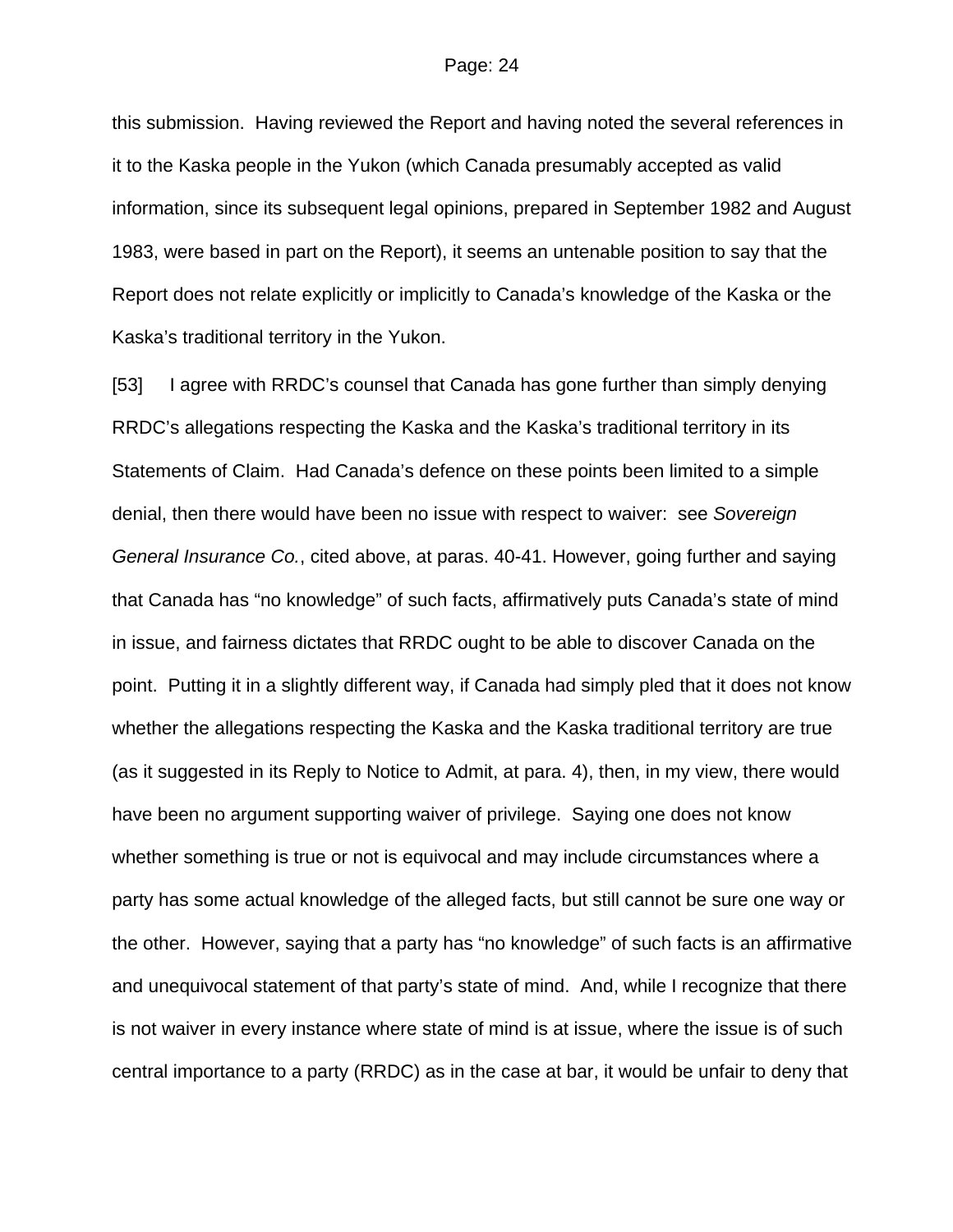this submission. Having reviewed the Report and having noted the several references in it to the Kaska people in the Yukon (which Canada presumably accepted as valid information, since its subsequent legal opinions, prepared in September 1982 and August 1983, were based in part on the Report), it seems an untenable position to say that the Report does not relate explicitly or implicitly to Canada's knowledge of the Kaska or the Kaska's traditional territory in the Yukon.

[53] I agree with RRDC's counsel that Canada has gone further than simply denying RRDC's allegations respecting the Kaska and the Kaska's traditional territory in its Statements of Claim. Had Canada's defence on these points been limited to a simple denial, then there would have been no issue with respect to waiver: see *Sovereign General Insurance Co.*, cited above, at paras. 40-41. However, going further and saying that Canada has "no knowledge" of such facts, affirmatively puts Canada's state of mind in issue, and fairness dictates that RRDC ought to be able to discover Canada on the point. Putting it in a slightly different way, if Canada had simply pled that it does not know whether the allegations respecting the Kaska and the Kaska traditional territory are true (as it suggested in its Reply to Notice to Admit, at para. 4), then, in my view, there would have been no argument supporting waiver of privilege. Saying one does not know whether something is true or not is equivocal and may include circumstances where a party has some actual knowledge of the alleged facts, but still cannot be sure one way or the other. However, saying that a party has "no knowledge" of such facts is an affirmative and unequivocal statement of that party's state of mind. And, while I recognize that there is not waiver in every instance where state of mind is at issue, where the issue is of such central importance to a party (RRDC) as in the case at bar, it would be unfair to deny that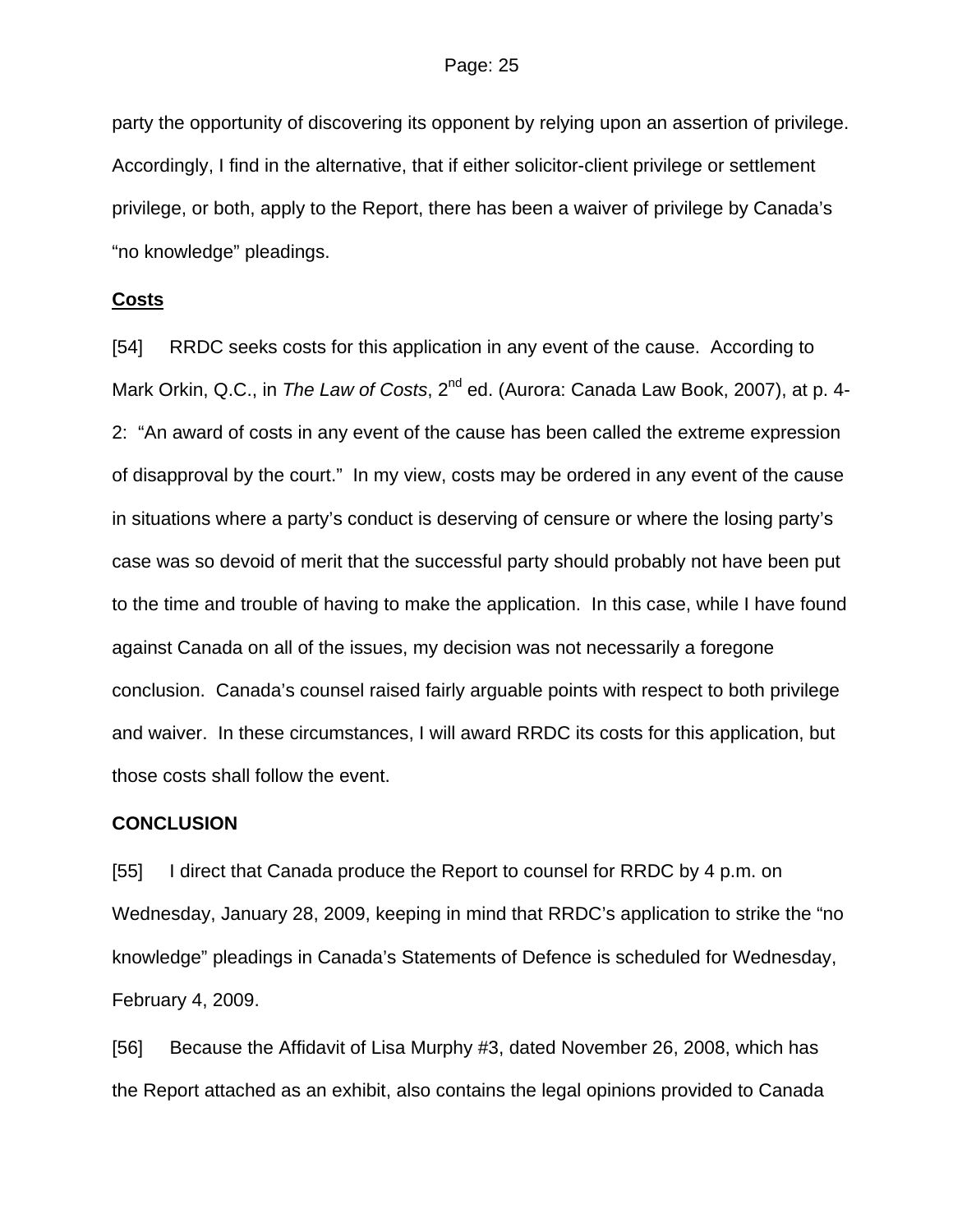party the opportunity of discovering its opponent by relying upon an assertion of privilege. Accordingly, I find in the alternative, that if either solicitor-client privilege or settlement privilege, or both, apply to the Report, there has been a waiver of privilege by Canada's "no knowledge" pleadings.

## Costs

[54] RRDC seeks costs for this application in any event of the cause. According to Mark Orkin, Q.C., in *The Law of Costs*, 2nd ed. (Aurora: Canada Law Book, 2007), at p. 4-2: "An award of costs in any event of the cause has been called the extreme expression of disapproval by the court." In my view, costs may be ordered in any event of the cause in situations where a party's conduct is deserving of censure or where the losing party's case was so devoid of merit that the successful party should probably not have been put to the time and trouble of having to make the application. In this case, while I have found against Canada on all of the issues, my decision was not necessarily a foregone conclusion. Canada's counsel raised fairly arguable points with respect to both privilege and waiver. In these circumstances, I will award RRDC its costs for this application, but those costs shall follow the event.

## CONCLUSION

[55] I direct that Canada produce the Report to counsel for RRDC by 4 p.m. on Wednesday, January 28, 2009, keeping in mind that RRDC's application to strike the "no knowledge" pleadings in Canada's Statements of Defence is scheduled for Wednesday, February 4, 2009.

[56] Because the Affidavit of Lisa Murphy #3, dated November 26, 2008, which has the Report attached as an exhibit, also contains the legal opinions provided to Canada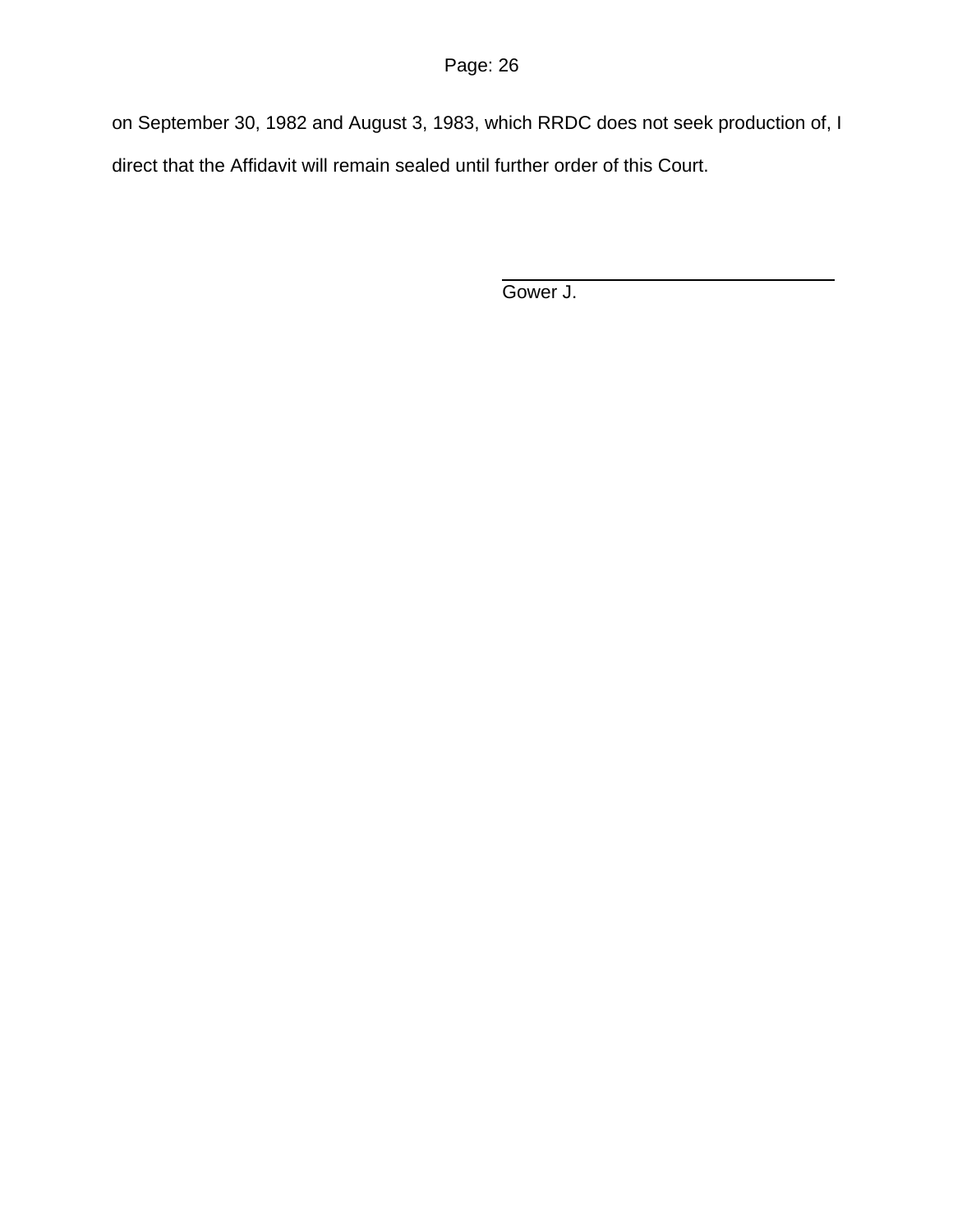on September 30, 1982 and August 3, 1983, which RRDC does not seek production of, I direct that the Affidavit will remain sealed until further order of this Court.

Gower J.